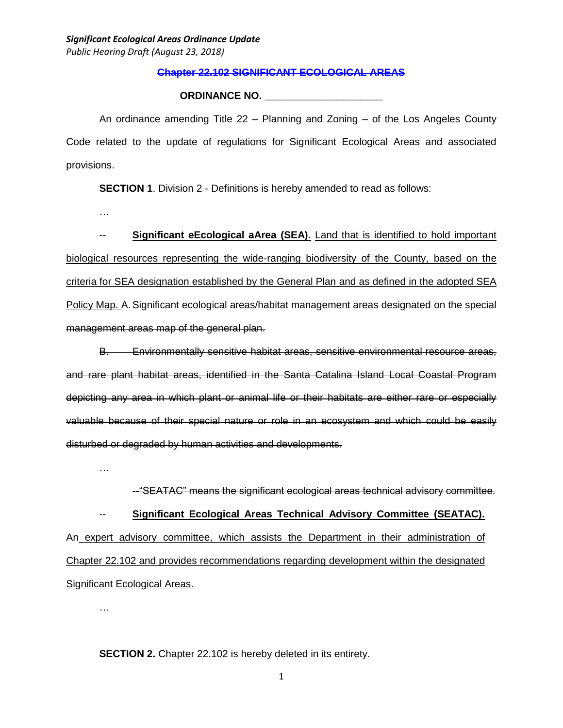~~**Chapter 22.102 SIGNIFICANT ECOLOGICAL AREAS**~~

**ORDINANCE NO. \_\_\_\_\_\_\_\_\_\_\_\_\_\_\_\_\_\_\_\_\_**

An ordinance amending Title 22 – Planning and Zoning – of the Los Angeles County Code related to the update of regulations for Significant Ecological Areas and associated provisions.

**SECTION 1**. Division 2 - Definitions is hereby amended to read as follows:

…

-- <u>**Significant ~~e~~Ecological ~~a~~Area (SEA).**</u> <u>Land that is identified to hold important biological resources representing the wide-ranging biodiversity of the County, based on the criteria for SEA designation established by the General Plan and as defined in the adopted SEA Policy Map.</u> ~~A. Significant ecological areas/habitat management areas designated on the special management areas map of the general plan.~~

~~B. Environmentally sensitive habitat areas, sensitive environmental resource areas, and rare plant habitat areas, identified in the Santa Catalina Island Local Coastal Program depicting any area in which plant or animal life or their habitats are either rare or especially valuable because of their special nature or role in an ecosystem and which could be easily disturbed or degraded by human activities and developments.~~

…

~~--"SEATAC" means the significant ecological areas technical advisory committee.~~

-- <u>**Significant Ecological Areas Technical Advisory Committee (SEATAC).**</u> An <u>expert advisory committee, which assists the Department in their administration of Chapter 22.102 and provides recommendations regarding development within the designated Significant Ecological Areas.</u>

…

**SECTION 2.** Chapter 22.102 is hereby deleted in its entirety.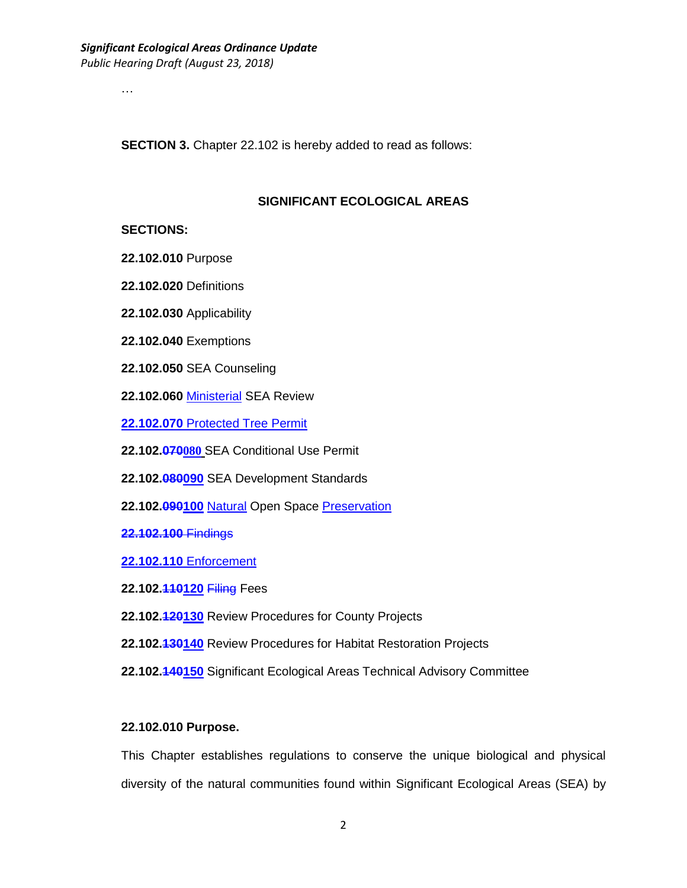…

**SECTION 3.** Chapter 22.102 is hereby added to read as follows:

**SIGNIFICANT ECOLOGICAL AREAS**

**SECTIONS:**

**22.102.010** Purpose

**22.102.020** Definitions

**22.102.030** Applicability

**22.102.040** Exemptions

**22.102.050** SEA Counseling

**22.102.060** <u>Ministerial</u> SEA Review

<u>**22.102.070** Protected Tree Permit</u>

**22.102.~~070~~<u>080</u>** SEA Conditional Use Permit

**22.102.~~080~~<u>090</u>** SEA Development Standards

**22.102.~~090~~<u>100</u>** <u>Natural</u> Open Space <u>Preservation</u>

~~**22.102.100** Findings~~

<u>**22.102.110** Enforcement</u>

**22.102.~~110~~<u>120</u>** ~~Filing~~ Fees

**22.102.~~120~~<u>130</u>** Review Procedures for County Projects

**22.102.~~130~~<u>140</u>** Review Procedures for Habitat Restoration Projects

**22.102.~~140~~<u>150</u>** Significant Ecological Areas Technical Advisory Committee

**22.102.010 Purpose.**

This Chapter establishes regulations to conserve the unique biological and physical diversity of the natural communities found within Significant Ecological Areas (SEA) by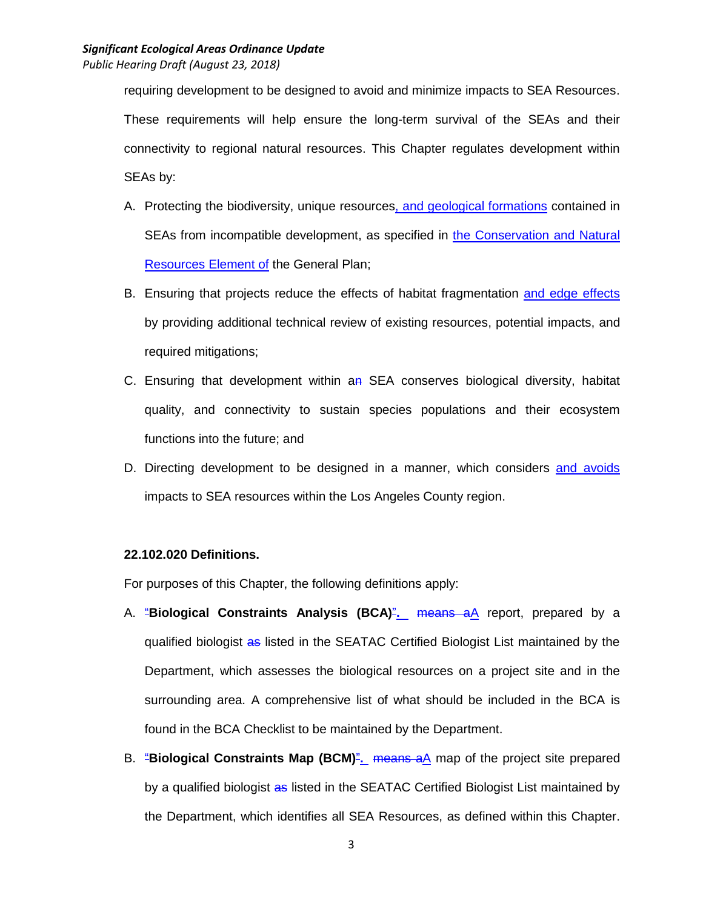requiring development to be designed to avoid and minimize impacts to SEA Resources. These requirements will help ensure the long-term survival of the SEAs and their connectivity to regional natural resources. This Chapter regulates development within SEAs by:

A. Protecting the biodiversity, unique resources, and geological formations contained in SEAs from incompatible development, as specified in the Conservation and Natural Resources Element of the General Plan;

B. Ensuring that projects reduce the effects of habitat fragmentation and edge effects by providing additional technical review of existing resources, potential impacts, and required mitigations;

C. Ensuring that development within an SEA conserves biological diversity, habitat quality, and connectivity to sustain species populations and their ecosystem functions into the future; and

D. Directing development to be designed in a manner, which considers and avoids impacts to SEA resources within the Los Angeles County region.

**22.102.020 Definitions.**

For purposes of this Chapter, the following definitions apply:

A. "**Biological Constraints Analysis (BCA)**". means aA report, prepared by a qualified biologist as listed in the SEATAC Certified Biologist List maintained by the Department, which assesses the biological resources on a project site and in the surrounding area. A comprehensive list of what should be included in the BCA is found in the BCA Checklist to be maintained by the Department.

B. "**Biological Constraints Map (BCM)**". means aA map of the project site prepared by a qualified biologist as listed in the SEATAC Certified Biologist List maintained by the Department, which identifies all SEA Resources, as defined within this Chapter.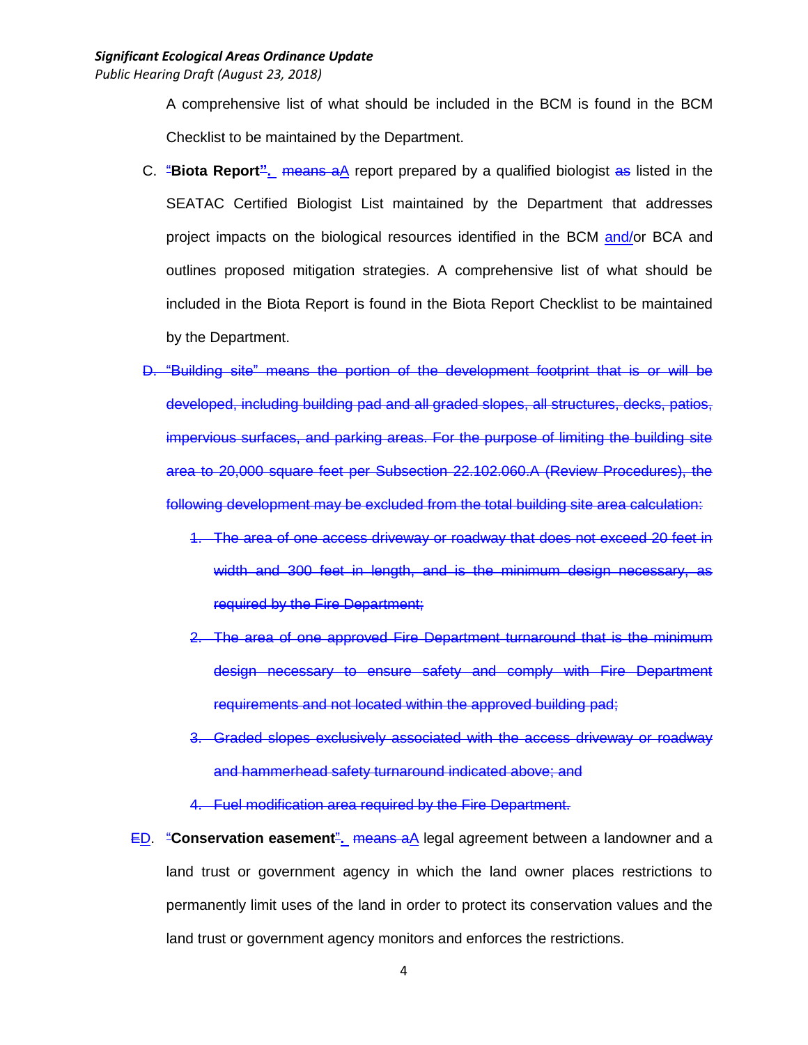A comprehensive list of what should be included in the BCM is found in the BCM Checklist to be maintained by the Department.

C. "**Biota Report**". means aA report prepared by a qualified biologist as listed in the SEATAC Certified Biologist List maintained by the Department that addresses project impacts on the biological resources identified in the BCM and/or BCA and outlines proposed mitigation strategies. A comprehensive list of what should be included in the Biota Report is found in the Biota Report Checklist to be maintained by the Department.

~~D. "Building site" means the portion of the development footprint that is or will be developed, including building pad and all graded slopes, all structures, decks, patios, impervious surfaces, and parking areas. For the purpose of limiting the building site area to 20,000 square feet per Subsection 22.102.060.A (Review Procedures), the following development may be excluded from the total building site area calculation:~~

~~1. The area of one access driveway or roadway that does not exceed 20 feet in width and 300 feet in length, and is the minimum design necessary, as required by the Fire Department;~~

~~2. The area of one approved Fire Department turnaround that is the minimum design necessary to ensure safety and comply with Fire Department requirements and not located within the approved building pad;~~

~~3. Graded slopes exclusively associated with the access driveway or roadway and hammerhead safety turnaround indicated above; and~~

~~4. Fuel modification area required by the Fire Department.~~

ED. "**Conservation easement**". means aA legal agreement between a landowner and a land trust or government agency in which the land owner places restrictions to permanently limit uses of the land in order to protect its conservation values and the land trust or government agency monitors and enforces the restrictions.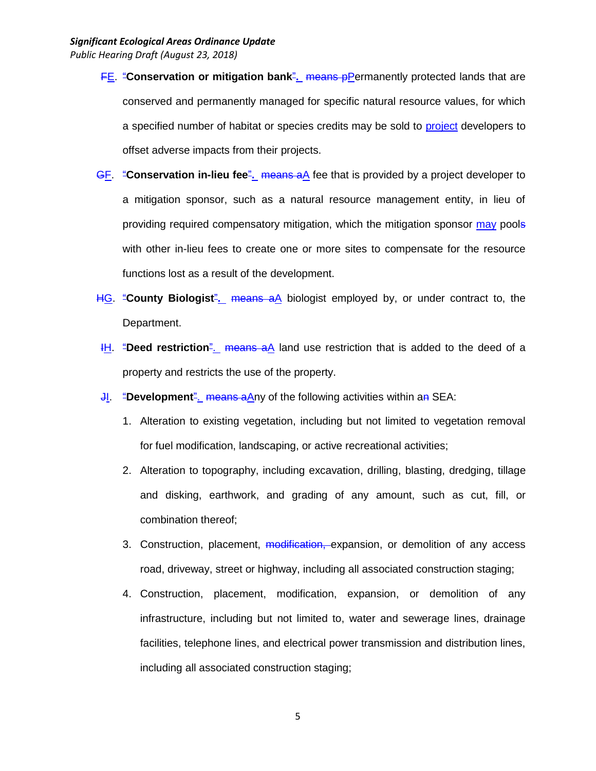FE. "**Conservation or mitigation bank**". means pPermanently protected lands that are conserved and permanently managed for specific natural resource values, for which a specified number of habitat or species credits may be sold to project developers to offset adverse impacts from their projects.

GF. "**Conservation in-lieu fee**". means aA fee that is provided by a project developer to a mitigation sponsor, such as a natural resource management entity, in lieu of providing required compensatory mitigation, which the mitigation sponsor may pools with other in-lieu fees to create one or more sites to compensate for the resource functions lost as a result of the development.

HG. "**County Biologist**". means aA biologist employed by, or under contract to, the Department.

IH. "**Deed restriction**". means aA land use restriction that is added to the deed of a property and restricts the use of the property.

JI. "**Development**". means aAny of the following activities within an SEA:

1. Alteration to existing vegetation, including but not limited to vegetation removal for fuel modification, landscaping, or active recreational activities;
2. Alteration to topography, including excavation, drilling, blasting, dredging, tillage and disking, earthwork, and grading of any amount, such as cut, fill, or combination thereof;
3. Construction, placement, modification, expansion, or demolition of any access road, driveway, street or highway, including all associated construction staging;
4. Construction, placement, modification, expansion, or demolition of any infrastructure, including but not limited to, water and sewerage lines, drainage facilities, telephone lines, and electrical power transmission and distribution lines, including all associated construction staging;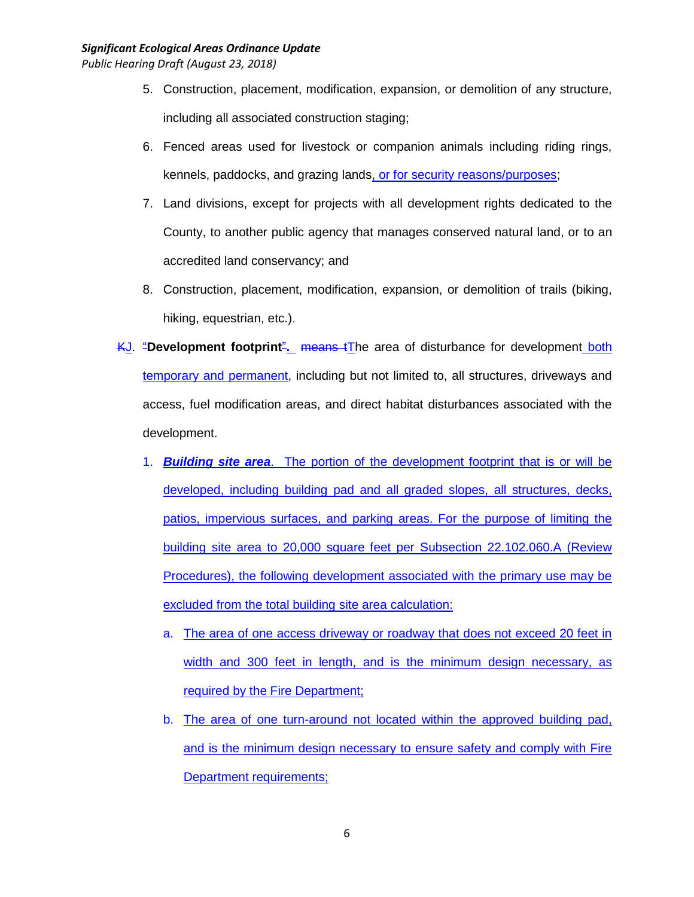5. Construction, placement, modification, expansion, or demolition of any structure, including all associated construction staging;

6. Fenced areas used for livestock or companion animals including riding rings, kennels, paddocks, and grazing lands, or for security reasons/purposes;

7. Land divisions, except for projects with all development rights dedicated to the County, to another public agency that manages conserved natural land, or to an accredited land conservancy; and

8. Construction, placement, modification, expansion, or demolition of trails (biking, hiking, equestrian, etc.).

KJ. "**Development footprint**". means tThe area of disturbance for development both temporary and permanent, including but not limited to, all structures, driveways and access, fuel modification areas, and direct habitat disturbances associated with the development.

1. ***Building site area***. The portion of the development footprint that is or will be developed, including building pad and all graded slopes, all structures, decks, patios, impervious surfaces, and parking areas. For the purpose of limiting the building site area to 20,000 square feet per Subsection 22.102.060.A (Review Procedures), the following development associated with the primary use may be excluded from the total building site area calculation:

   a. The area of one access driveway or roadway that does not exceed 20 feet in width and 300 feet in length, and is the minimum design necessary, as required by the Fire Department;

   b. The area of one turn-around not located within the approved building pad, and is the minimum design necessary to ensure safety and comply with Fire Department requirements;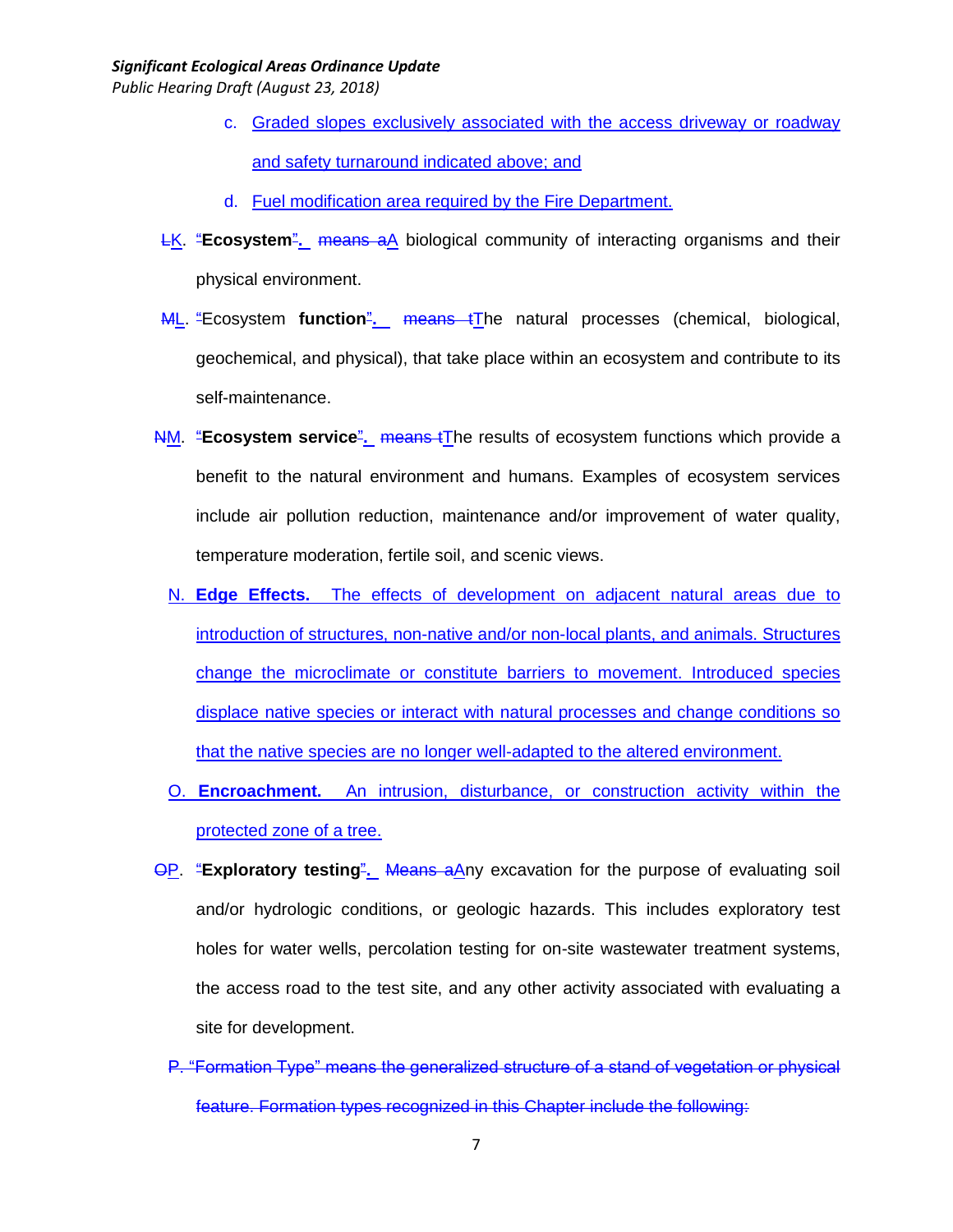c. Graded slopes exclusively associated with the access driveway or roadway and safety turnaround indicated above; and

d. Fuel modification area required by the Fire Department.

~~L~~K. ~~"~~**Ecosystem**~~"~~. ~~means a~~A biological community of interacting organisms and their physical environment.

~~M~~L. ~~"~~Ecosystem **function**~~"~~. ~~means t~~The natural processes (chemical, biological, geochemical, and physical), that take place within an ecosystem and contribute to its self-maintenance.

~~N~~M. ~~"~~**Ecosystem service**~~"~~. ~~means t~~The results of ecosystem functions which provide a benefit to the natural environment and humans. Examples of ecosystem services include air pollution reduction, maintenance and/or improvement of water quality, temperature moderation, fertile soil, and scenic views.

N. **Edge Effects.** The effects of development on adjacent natural areas due to introduction of structures, non-native and/or non-local plants, and animals. Structures change the microclimate or constitute barriers to movement. Introduced species displace native species or interact with natural processes and change conditions so that the native species are no longer well-adapted to the altered environment.

O. **Encroachment.** An intrusion, disturbance, or construction activity within the protected zone of a tree.

~~O~~P. ~~"~~**Exploratory testing**~~"~~. ~~Means a~~Any excavation for the purpose of evaluating soil and/or hydrologic conditions, or geologic hazards. This includes exploratory test holes for water wells, percolation testing for on-site wastewater treatment systems, the access road to the test site, and any other activity associated with evaluating a site for development.

~~P. "Formation Type" means the generalized structure of a stand of vegetation or physical feature. Formation types recognized in this Chapter include the following:~~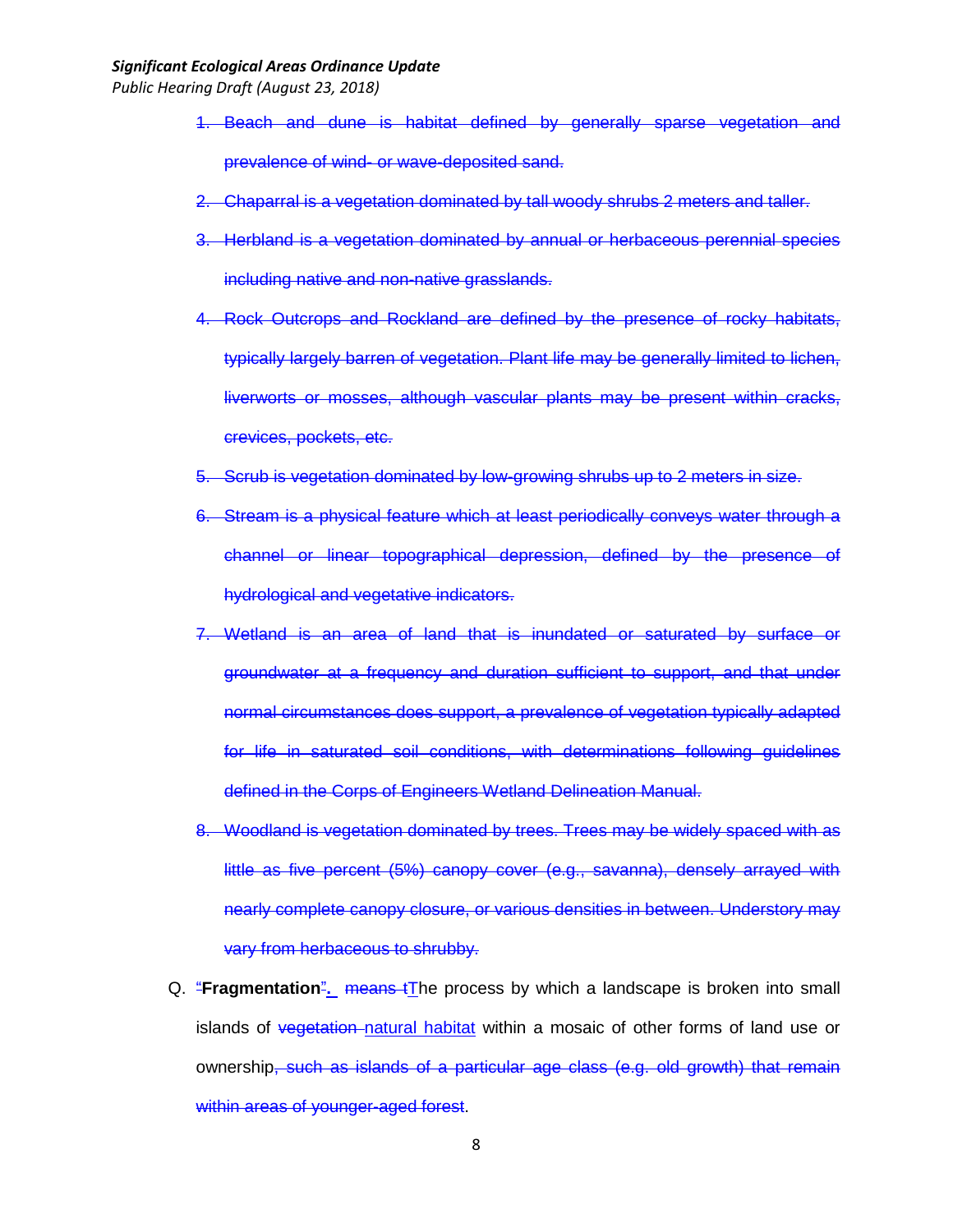1. ~~Beach and dune is habitat defined by generally sparse vegetation and prevalence of wind- or wave-deposited sand.~~
2. ~~Chaparral is a vegetation dominated by tall woody shrubs 2 meters and taller.~~
3. ~~Herbland is a vegetation dominated by annual or herbaceous perennial species including native and non-native grasslands.~~
4. ~~Rock Outcrops and Rockland are defined by the presence of rocky habitats, typically largely barren of vegetation. Plant life may be generally limited to lichen, liverworts or mosses, although vascular plants may be present within cracks, crevices, pockets, etc.~~
5. ~~Scrub is vegetation dominated by low-growing shrubs up to 2 meters in size.~~
6. ~~Stream is a physical feature which at least periodically conveys water through a channel or linear topographical depression, defined by the presence of hydrological and vegetative indicators.~~
7. ~~Wetland is an area of land that is inundated or saturated by surface or groundwater at a frequency and duration sufficient to support, and that under normal circumstances does support, a prevalence of vegetation typically adapted for life in saturated soil conditions, with determinations following guidelines defined in the Corps of Engineers Wetland Delineation Manual.~~
8. ~~Woodland is vegetation dominated by trees. Trees may be widely spaced with as little as five percent (5%) canopy cover (e.g., savanna), densely arrayed with nearly complete canopy closure, or various densities in between. Understory may vary from herbaceous to shrubby.~~

Q. ~~"~~**Fragmentation**~~"~~**.** ~~means t~~The process by which a landscape is broken into small islands of ~~vegetation~~ natural habitat within a mosaic of other forms of land use or ownership~~, such as islands of a particular age class (e.g. old growth) that remain within areas of younger-aged forest~~.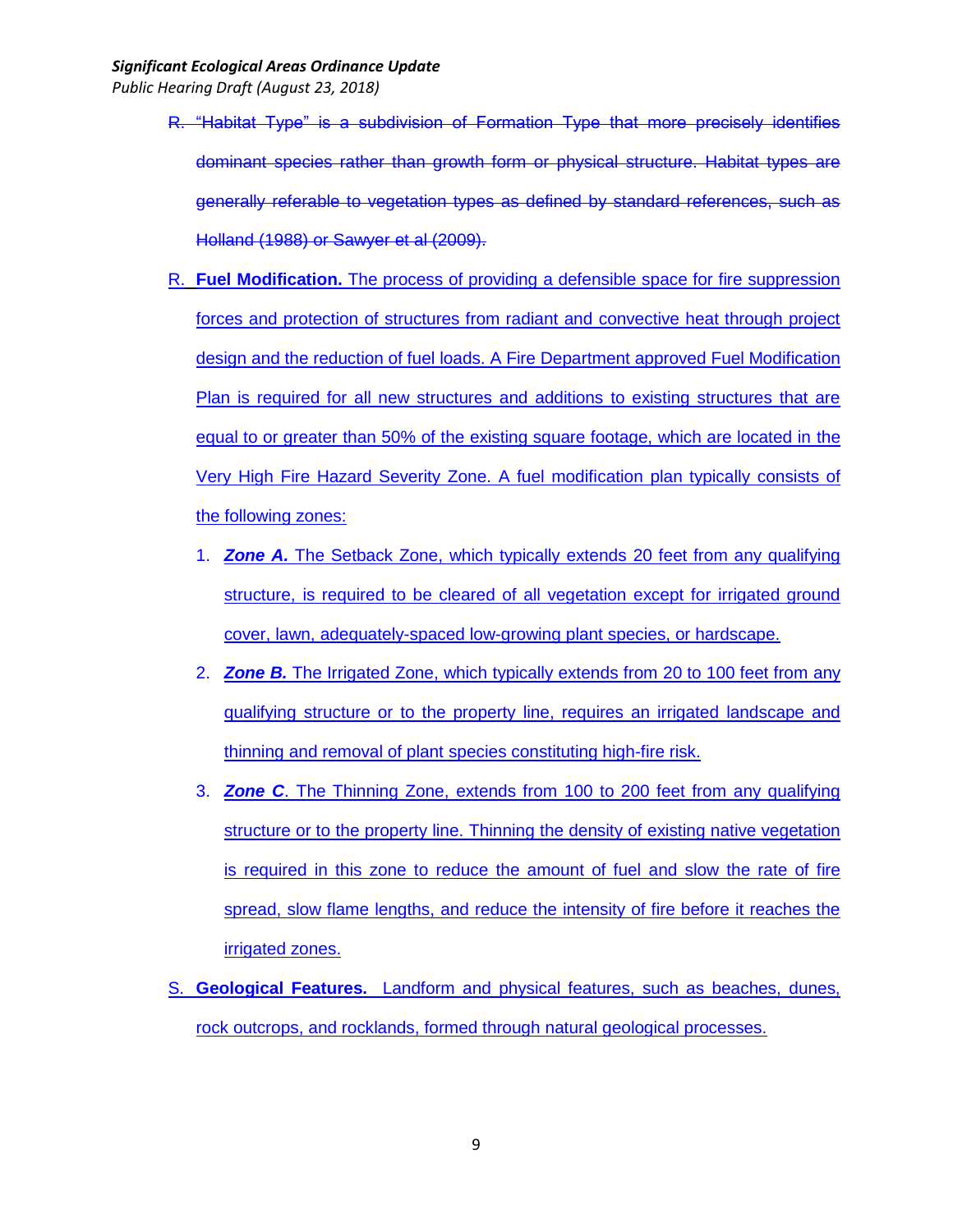~~R. "Habitat Type" is a subdivision of Formation Type that more precisely identifies dominant species rather than growth form or physical structure. Habitat types are generally referable to vegetation types as defined by standard references, such as Holland (1988) or Sawyer et al (2009).~~

R. **Fuel Modification.** The process of providing a defensible space for fire suppression forces and protection of structures from radiant and convective heat through project design and the reduction of fuel loads. A Fire Department approved Fuel Modification Plan is required for all new structures and additions to existing structures that are equal to or greater than 50% of the existing square footage, which are located in the Very High Fire Hazard Severity Zone. A fuel modification plan typically consists of the following zones:

1. ***Zone A.*** The Setback Zone, which typically extends 20 feet from any qualifying structure, is required to be cleared of all vegetation except for irrigated ground cover, lawn, adequately-spaced low-growing plant species, or hardscape.
2. ***Zone B.*** The Irrigated Zone, which typically extends from 20 to 100 feet from any qualifying structure or to the property line, requires an irrigated landscape and thinning and removal of plant species constituting high-fire risk.
3. ***Zone C***. The Thinning Zone, extends from 100 to 200 feet from any qualifying structure or to the property line. Thinning the density of existing native vegetation is required in this zone to reduce the amount of fuel and slow the rate of fire spread, slow flame lengths, and reduce the intensity of fire before it reaches the irrigated zones.

S. **Geological Features.** Landform and physical features, such as beaches, dunes, rock outcrops, and rocklands, formed through natural geological processes.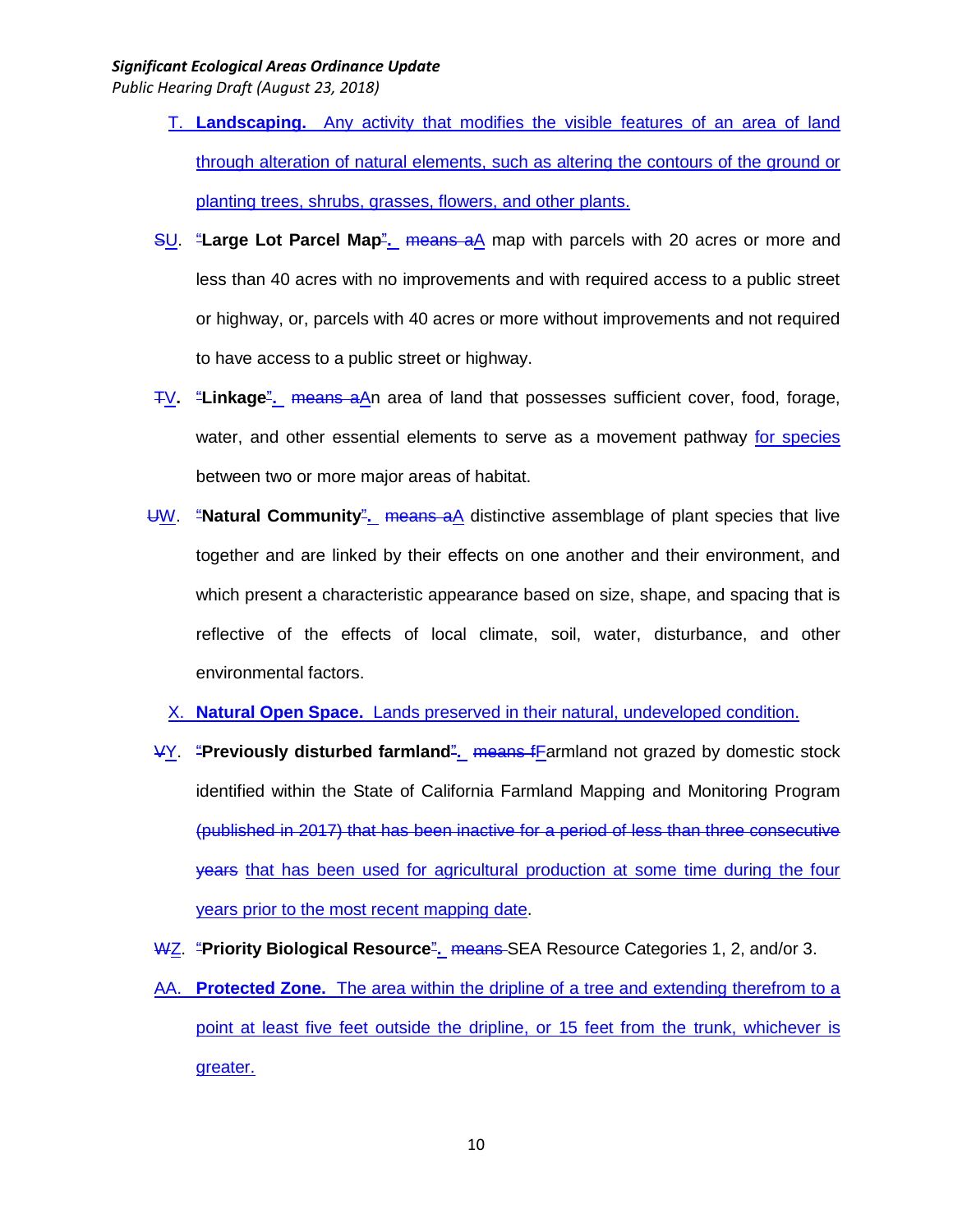T. **Landscaping.** Any activity that modifies the visible features of an area of land through alteration of natural elements, such as altering the contours of the ground or planting trees, shrubs, grasses, flowers, and other plants.

~~S~~U. ~~"~~**Large Lot Parcel Map**~~"~~**.** ~~means a~~A map with parcels with 20 acres or more and less than 40 acres with no improvements and with required access to a public street or highway, or, parcels with 40 acres or more without improvements and not required to have access to a public street or highway.

~~T~~V**.** ~~"~~**Linkage**~~"~~**.** ~~means a~~An area of land that possesses sufficient cover, food, forage, water, and other essential elements to serve as a movement pathway for species between two or more major areas of habitat.

~~U~~W. ~~"~~**Natural Community**~~"~~**.** ~~means a~~A distinctive assemblage of plant species that live together and are linked by their effects on one another and their environment, and which present a characteristic appearance based on size, shape, and spacing that is reflective of the effects of local climate, soil, water, disturbance, and other environmental factors.

X. **Natural Open Space.** Lands preserved in their natural, undeveloped condition.

~~V~~Y. ~~"~~**Previously disturbed farmland**~~"~~**.** ~~means f~~Farmland not grazed by domestic stock identified within the State of California Farmland Mapping and Monitoring Program ~~(published in 2017) that has been inactive for a period of less than three consecutive years~~ that has been used for agricultural production at some time during the four years prior to the most recent mapping date.

~~W~~Z. ~~"~~**Priority Biological Resource**~~"~~**.** ~~means~~ SEA Resource Categories 1, 2, and/or 3.

AA. **Protected Zone.** The area within the dripline of a tree and extending therefrom to a point at least five feet outside the dripline, or 15 feet from the trunk, whichever is greater.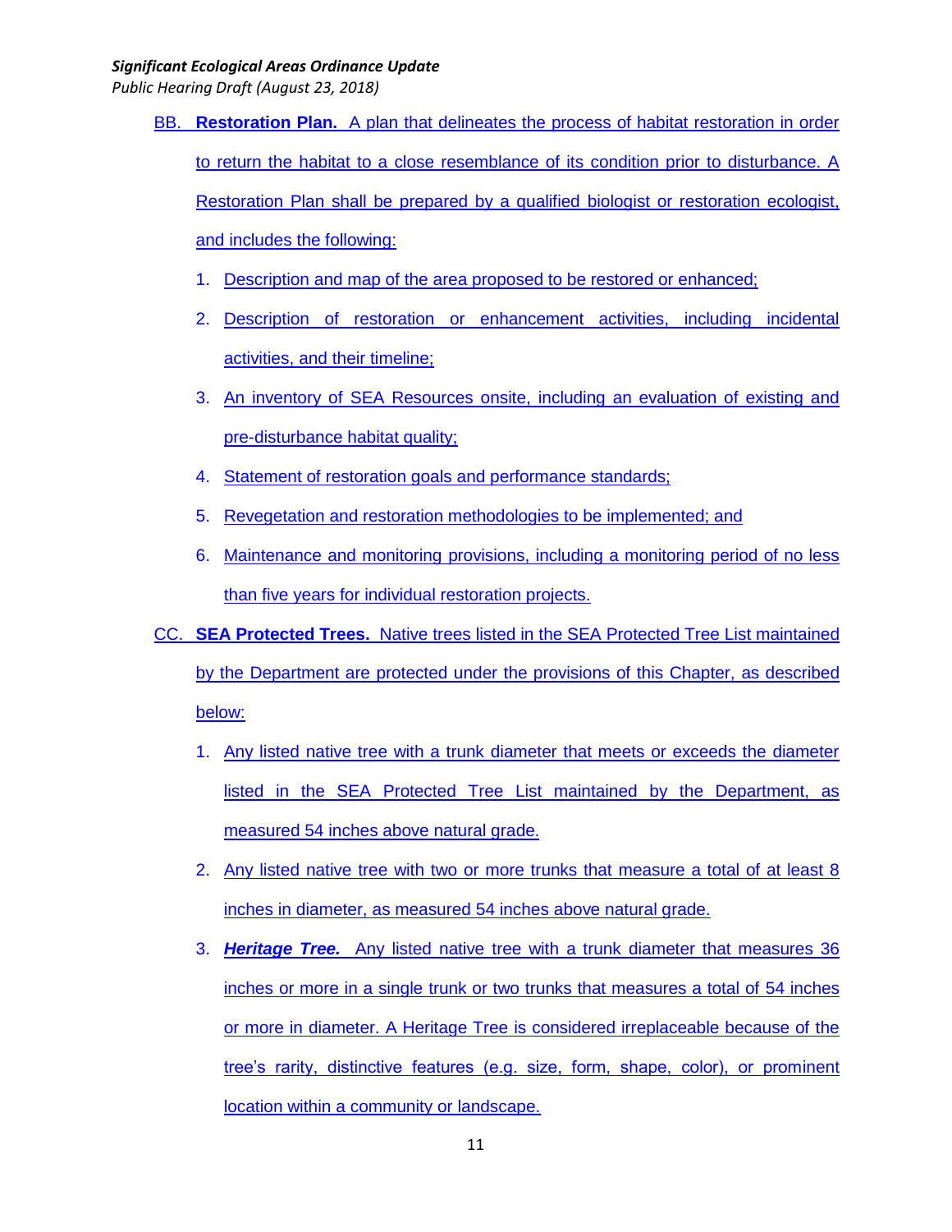BB. **Restoration Plan.** A plan that delineates the process of habitat restoration in order to return the habitat to a close resemblance of its condition prior to disturbance. A Restoration Plan shall be prepared by a qualified biologist or restoration ecologist, and includes the following:

1. Description and map of the area proposed to be restored or enhanced;
2. Description of restoration or enhancement activities, including incidental activities, and their timeline;
3. An inventory of SEA Resources onsite, including an evaluation of existing and pre-disturbance habitat quality;
4. Statement of restoration goals and performance standards;
5. Revegetation and restoration methodologies to be implemented; and
6. Maintenance and monitoring provisions, including a monitoring period of no less than five years for individual restoration projects.

CC. **SEA Protected Trees.** Native trees listed in the SEA Protected Tree List maintained by the Department are protected under the provisions of this Chapter, as described below:

1. Any listed native tree with a trunk diameter that meets or exceeds the diameter listed in the SEA Protected Tree List maintained by the Department, as measured 54 inches above natural grade.
2. Any listed native tree with two or more trunks that measure a total of at least 8 inches in diameter, as measured 54 inches above natural grade.
3. ***Heritage Tree.*** Any listed native tree with a trunk diameter that measures 36 inches or more in a single trunk or two trunks that measures a total of 54 inches or more in diameter. A Heritage Tree is considered irreplaceable because of the tree's rarity, distinctive features (e.g. size, form, shape, color), or prominent location within a community or landscape.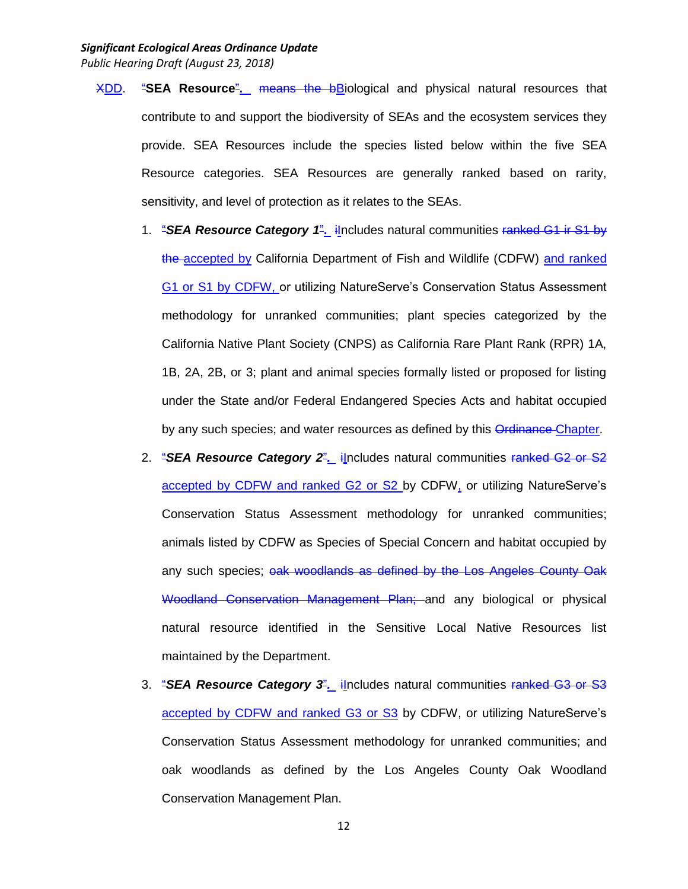XDD. "**SEA Resource**". means the bBiological and physical natural resources that contribute to and support the biodiversity of SEAs and the ecosystem services they provide. SEA Resources include the species listed below within the five SEA Resource categories. SEA Resources are generally ranked based on rarity, sensitivity, and level of protection as it relates to the SEAs.

1. "***SEA Resource Category 1***". iIncludes natural communities ranked G1 ir S1 by the accepted by California Department of Fish and Wildlife (CDFW) and ranked G1 or S1 by CDFW, or utilizing NatureServe's Conservation Status Assessment methodology for unranked communities; plant species categorized by the California Native Plant Society (CNPS) as California Rare Plant Rank (RPR) 1A, 1B, 2A, 2B, or 3; plant and animal species formally listed or proposed for listing under the State and/or Federal Endangered Species Acts and habitat occupied by any such species; and water resources as defined by this Ordinance Chapter.

2. "***SEA Resource Category 2***". iIncludes natural communities ranked G2 or S2 accepted by CDFW and ranked G2 or S2 by CDFW, or utilizing NatureServe's Conservation Status Assessment methodology for unranked communities; animals listed by CDFW as Species of Special Concern and habitat occupied by any such species; oak woodlands as defined by the Los Angeles County Oak Woodland Conservation Management Plan; and any biological or physical natural resource identified in the Sensitive Local Native Resources list maintained by the Department.

3. "***SEA Resource Category 3***". iIncludes natural communities ranked G3 or S3 accepted by CDFW and ranked G3 or S3 by CDFW, or utilizing NatureServe's Conservation Status Assessment methodology for unranked communities; and oak woodlands as defined by the Los Angeles County Oak Woodland Conservation Management Plan.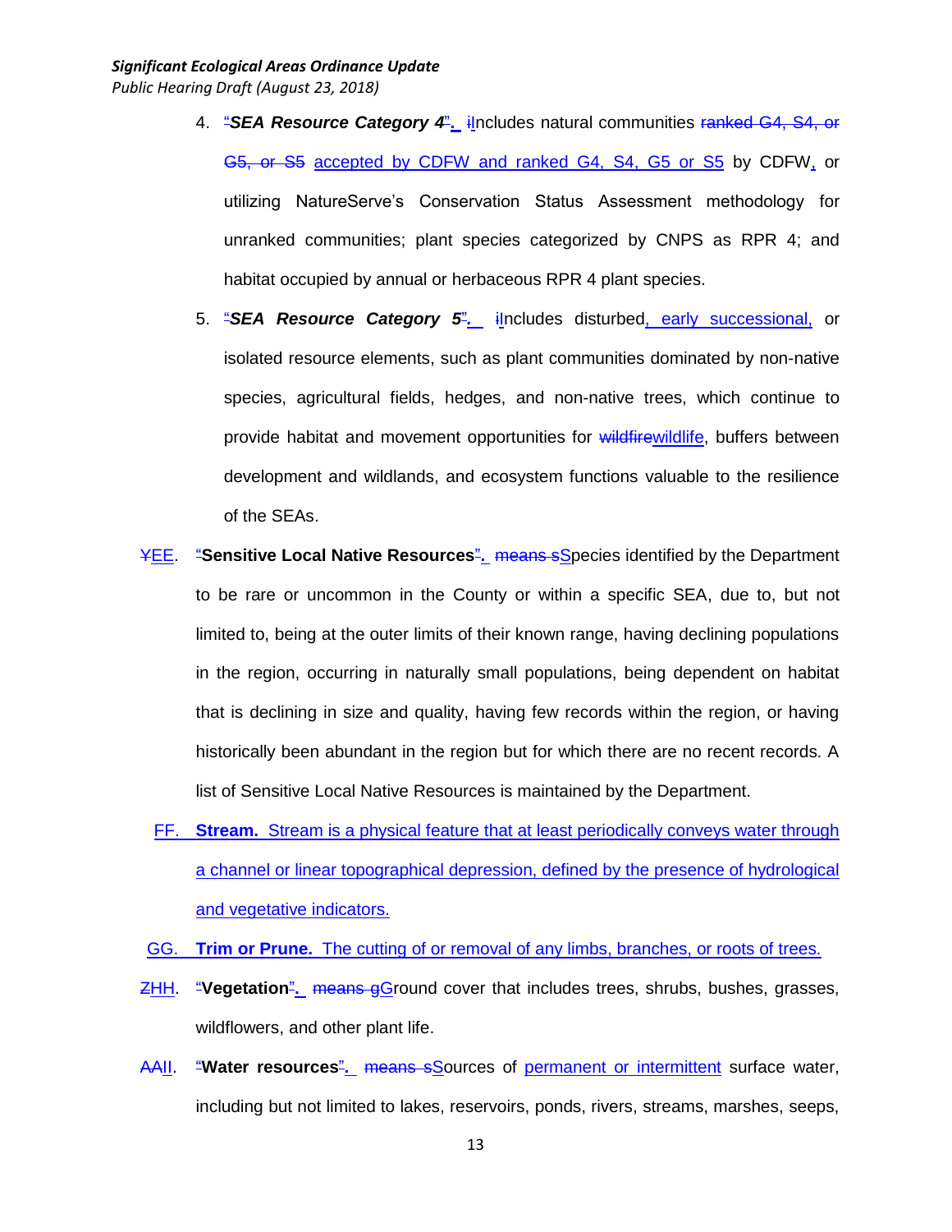4. "***SEA Resource Category 4***". iIncludes natural communities ranked G4, S4, or G5, or S5 accepted by CDFW and ranked G4, S4, G5 or S5 by CDFW, or utilizing NatureServe's Conservation Status Assessment methodology for unranked communities; plant species categorized by CNPS as RPR 4; and habitat occupied by annual or herbaceous RPR 4 plant species.

5. "***SEA Resource Category 5***". iIncludes disturbed, early successional, or isolated resource elements, such as plant communities dominated by non-native species, agricultural fields, hedges, and non-native trees, which continue to provide habitat and movement opportunities for wildfirewildlife, buffers between development and wildlands, and ecosystem functions valuable to the resilience of the SEAs.

YEE. "**Sensitive Local Native Resources**". means sSpecies identified by the Department to be rare or uncommon in the County or within a specific SEA, due to, but not limited to, being at the outer limits of their known range, having declining populations in the region, occurring in naturally small populations, being dependent on habitat that is declining in size and quality, having few records within the region, or having historically been abundant in the region but for which there are no recent records. A list of Sensitive Local Native Resources is maintained by the Department.

FF. **Stream.** Stream is a physical feature that at least periodically conveys water through a channel or linear topographical depression, defined by the presence of hydrological and vegetative indicators.

GG. **Trim or Prune.** The cutting of or removal of any limbs, branches, or roots of trees.

ZHH. "**Vegetation**". means gGround cover that includes trees, shrubs, bushes, grasses, wildflowers, and other plant life.

AAII. "**Water resources**". means sSources of permanent or intermittent surface water, including but not limited to lakes, reservoirs, ponds, rivers, streams, marshes, seeps,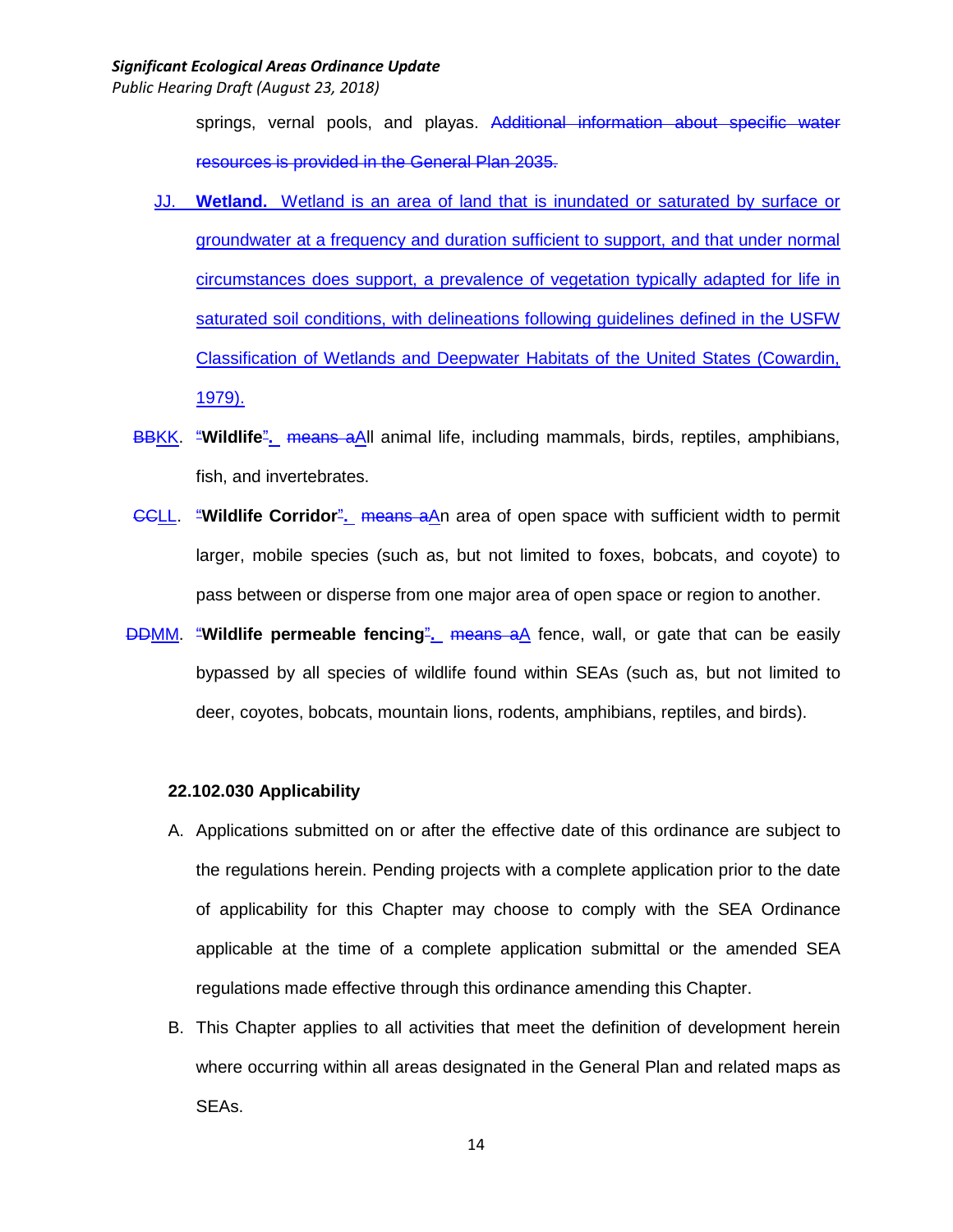springs, vernal pools, and playas. ~~Additional information about specific water resources is provided in the General Plan 2035.~~

JJ. **Wetland.** Wetland is an area of land that is inundated or saturated by surface or groundwater at a frequency and duration sufficient to support, and that under normal circumstances does support, a prevalence of vegetation typically adapted for life in saturated soil conditions, with delineations following guidelines defined in the USFW Classification of Wetlands and Deepwater Habitats of the United States (Cowardin, 1979).

~~BB~~KK. ~~"~~**Wildlife**~~"~~. ~~means a~~All animal life, including mammals, birds, reptiles, amphibians, fish, and invertebrates.

~~CC~~LL. ~~"~~**Wildlife Corridor**~~"~~. ~~means a~~An area of open space with sufficient width to permit larger, mobile species (such as, but not limited to foxes, bobcats, and coyote) to pass between or disperse from one major area of open space or region to another.

~~DD~~MM. ~~"~~**Wildlife permeable fencing**~~"~~. ~~means a~~A fence, wall, or gate that can be easily bypassed by all species of wildlife found within SEAs (such as, but not limited to deer, coyotes, bobcats, mountain lions, rodents, amphibians, reptiles, and birds).

**22.102.030 Applicability**

A. Applications submitted on or after the effective date of this ordinance are subject to the regulations herein. Pending projects with a complete application prior to the date of applicability for this Chapter may choose to comply with the SEA Ordinance applicable at the time of a complete application submittal or the amended SEA regulations made effective through this ordinance amending this Chapter.

B. This Chapter applies to all activities that meet the definition of development herein where occurring within all areas designated in the General Plan and related maps as SEAs.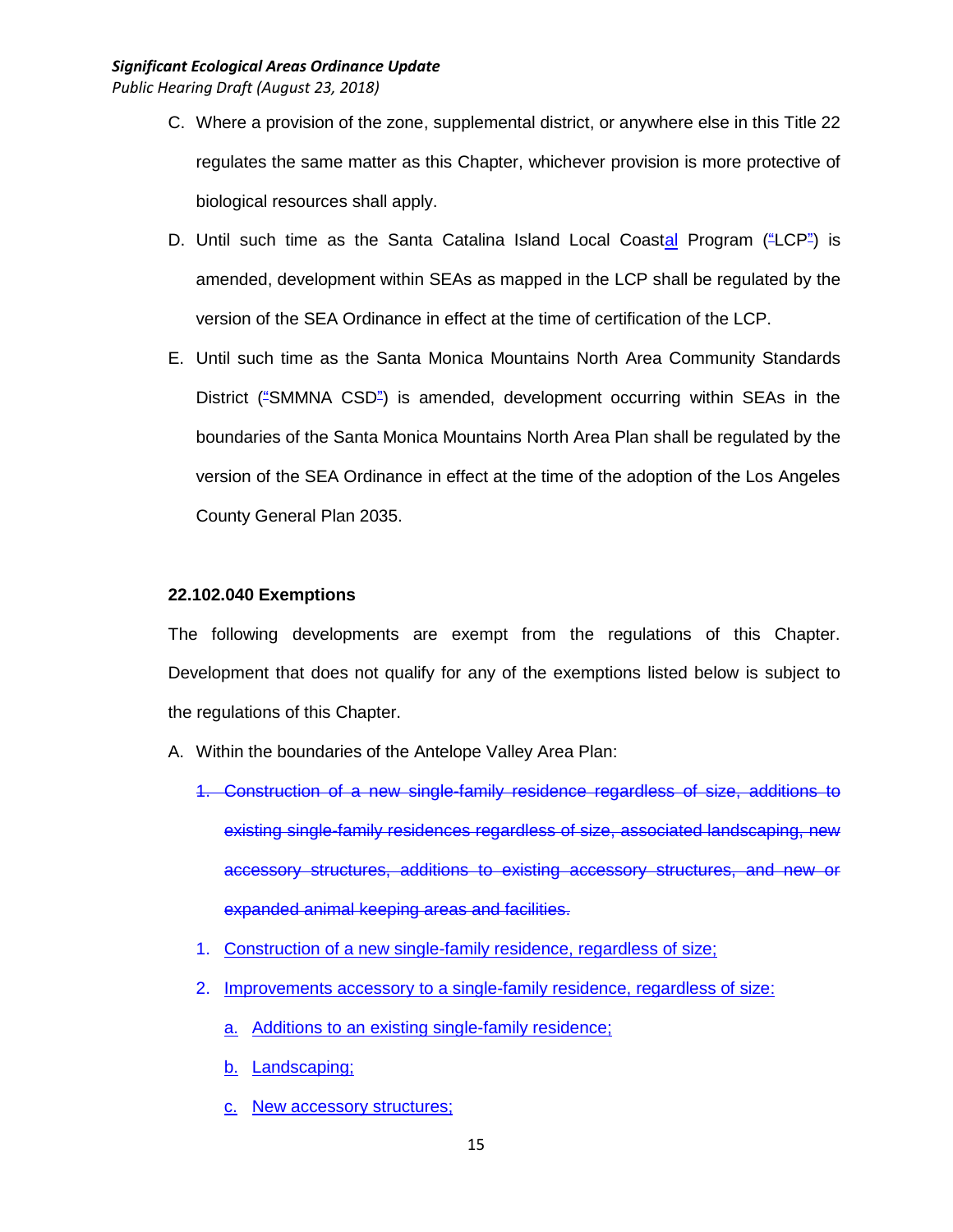C. Where a provision of the zone, supplemental district, or anywhere else in this Title 22 regulates the same matter as this Chapter, whichever provision is more protective of biological resources shall apply.

D. Until such time as the Santa Catalina Island Local Coastal Program ("LCP") is amended, development within SEAs as mapped in the LCP shall be regulated by the version of the SEA Ordinance in effect at the time of certification of the LCP.

E. Until such time as the Santa Monica Mountains North Area Community Standards District ("SMMNA CSD") is amended, development occurring within SEAs in the boundaries of the Santa Monica Mountains North Area Plan shall be regulated by the version of the SEA Ordinance in effect at the time of the adoption of the Los Angeles County General Plan 2035.

**22.102.040 Exemptions**

The following developments are exempt from the regulations of this Chapter. Development that does not qualify for any of the exemptions listed below is subject to the regulations of this Chapter.

A. Within the boundaries of the Antelope Valley Area Plan:

   ~~1. Construction of a new single-family residence regardless of size, additions to existing single-family residences regardless of size, associated landscaping, new accessory structures, additions to existing accessory structures, and new or expanded animal keeping areas and facilities.~~

   1. Construction of a new single-family residence, regardless of size;

   2. Improvements accessory to a single-family residence, regardless of size:

      a. Additions to an existing single-family residence;

      b. Landscaping;

      c. New accessory structures;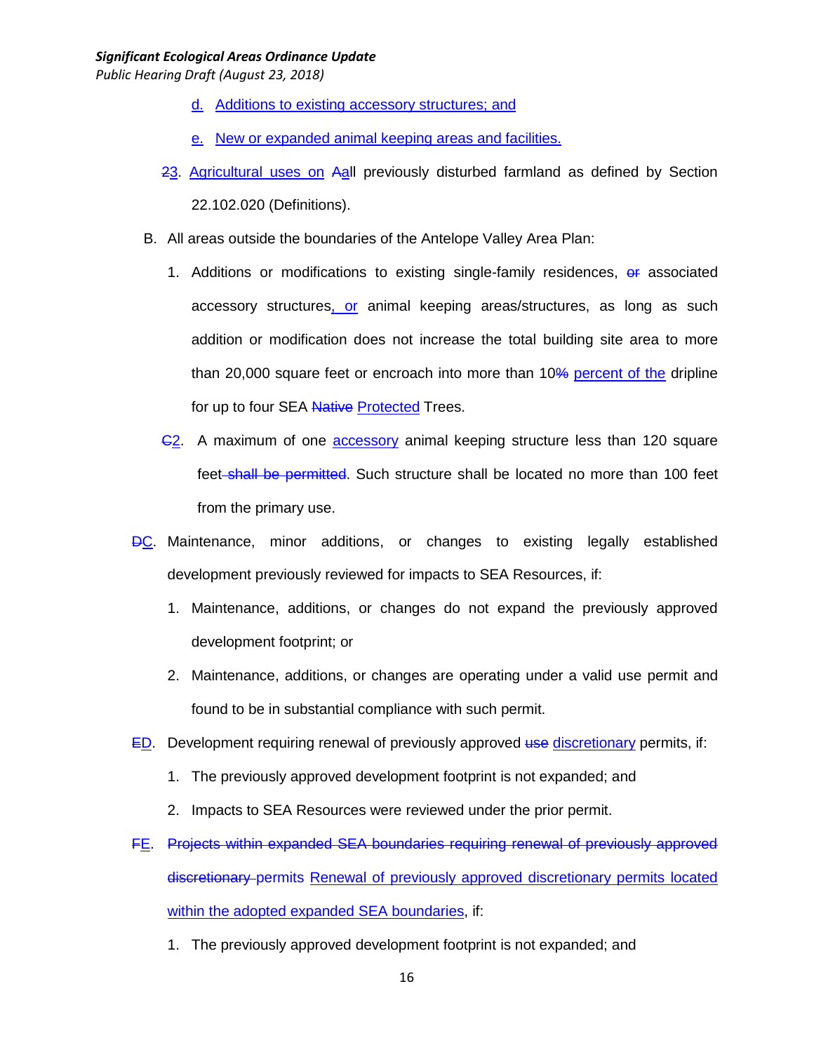d. Additions to existing accessory structures; and

e. New or expanded animal keeping areas and facilities.

~~2~~3. Agricultural uses on ~~A~~all previously disturbed farmland as defined by Section 22.102.020 (Definitions).

B. All areas outside the boundaries of the Antelope Valley Area Plan:

1. Additions or modifications to existing single-family residences, ~~or~~ associated accessory structures, or animal keeping areas/structures, as long as such addition or modification does not increase the total building site area to more than 20,000 square feet or encroach into more than 10~~%~~ percent of the dripline for up to four SEA ~~Native~~ Protected Trees.

~~C~~2. A maximum of one accessory animal keeping structure less than 120 square feet ~~shall be permitted~~. Such structure shall be located no more than 100 feet from the primary use.

~~D~~C. Maintenance, minor additions, or changes to existing legally established development previously reviewed for impacts to SEA Resources, if:

1. Maintenance, additions, or changes do not expand the previously approved development footprint; or

2. Maintenance, additions, or changes are operating under a valid use permit and found to be in substantial compliance with such permit.

~~E~~D. Development requiring renewal of previously approved ~~use~~ discretionary permits, if:

1. The previously approved development footprint is not expanded; and

2. Impacts to SEA Resources were reviewed under the prior permit.

~~F~~E. ~~Projects within expanded SEA boundaries requiring renewal of previously approved discretionary permits~~ Renewal of previously approved discretionary permits located within the adopted expanded SEA boundaries, if:

1. The previously approved development footprint is not expanded; and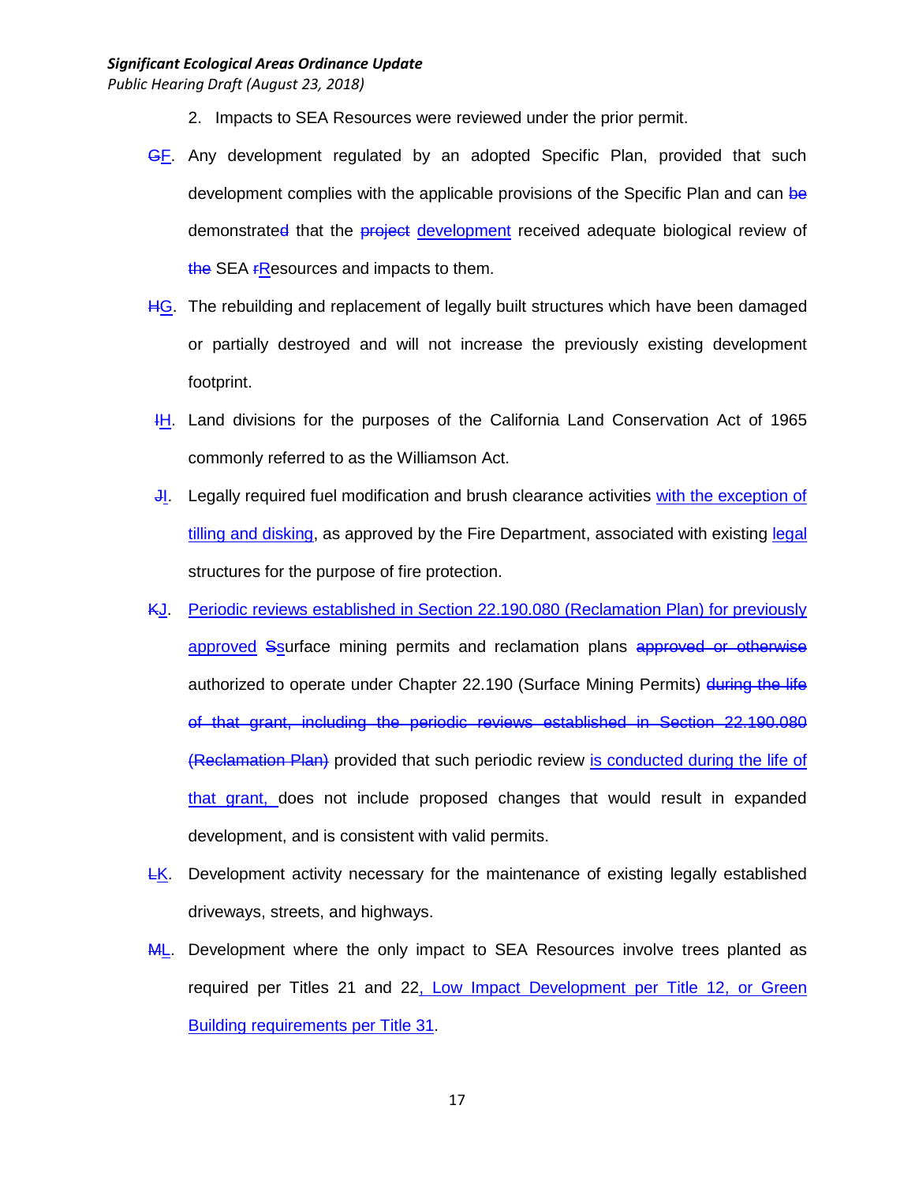2. Impacts to SEA Resources were reviewed under the prior permit.

~~G~~F. Any development regulated by an adopted Specific Plan, provided that such development complies with the applicable provisions of the Specific Plan and can ~~be~~ demonstrate~~d~~ that the ~~project~~ development received adequate biological review of ~~the~~ SEA ~~r~~Resources and impacts to them.

~~H~~G. The rebuilding and replacement of legally built structures which have been damaged or partially destroyed and will not increase the previously existing development footprint.

~~I~~H. Land divisions for the purposes of the California Land Conservation Act of 1965 commonly referred to as the Williamson Act.

~~J~~I. Legally required fuel modification and brush clearance activities with the exception of tilling and disking, as approved by the Fire Department, associated with existing legal structures for the purpose of fire protection.

~~K~~J. Periodic reviews established in Section 22.190.080 (Reclamation Plan) for previously approved ~~S~~surface mining permits and reclamation plans ~~approved or otherwise~~ authorized to operate under Chapter 22.190 (Surface Mining Permits) ~~during the life of that grant, including the periodic reviews established in Section 22.190.080 (Reclamation Plan)~~ provided that such periodic review is conducted during the life of that grant, does not include proposed changes that would result in expanded development, and is consistent with valid permits.

~~L~~K. Development activity necessary for the maintenance of existing legally established driveways, streets, and highways.

~~M~~L. Development where the only impact to SEA Resources involve trees planted as required per Titles 21 and 22, Low Impact Development per Title 12, or Green Building requirements per Title 31.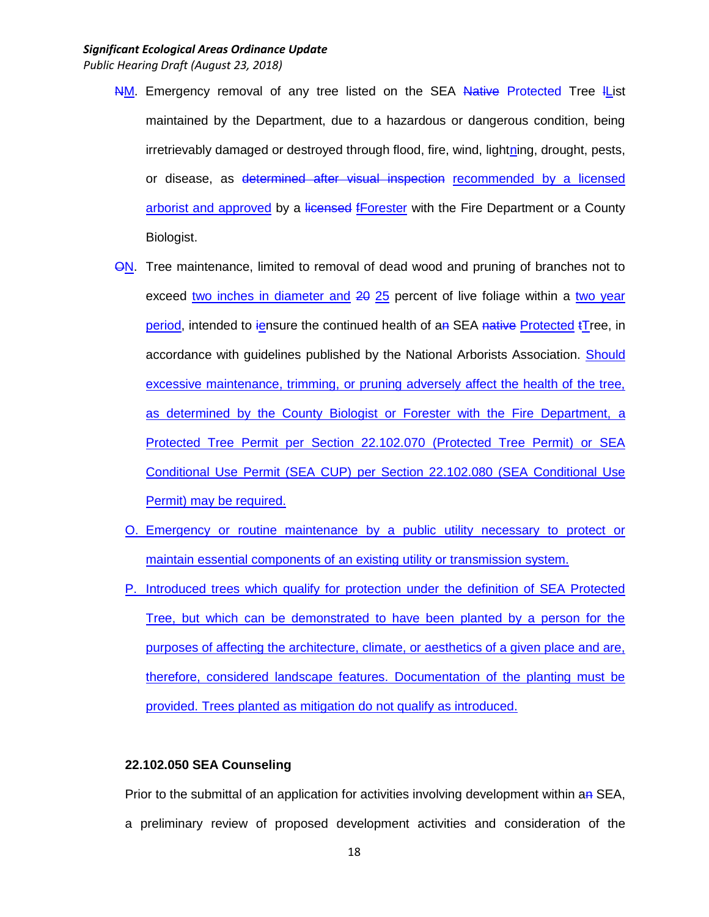~~N~~M. Emergency removal of any tree listed on the SEA ~~Native~~ Protected Tree ~~l~~List maintained by the Department, due to a hazardous or dangerous condition, being irretrievably damaged or destroyed through flood, fire, wind, lightning, drought, pests, or disease, as ~~determined after visual inspection~~ recommended by a licensed arborist and approved by a ~~licensed~~ ~~f~~Forester with the Fire Department or a County Biologist.

~~O~~N. Tree maintenance, limited to removal of dead wood and pruning of branches not to exceed two inches in diameter and ~~20~~ 25 percent of live foliage within a two year period, intended to ~~i~~ensure the continued health of a~~n~~ SEA ~~native~~ Protected ~~t~~Tree, in accordance with guidelines published by the National Arborists Association. Should excessive maintenance, trimming, or pruning adversely affect the health of the tree, as determined by the County Biologist or Forester with the Fire Department, a Protected Tree Permit per Section 22.102.070 (Protected Tree Permit) or SEA Conditional Use Permit (SEA CUP) per Section 22.102.080 (SEA Conditional Use Permit) may be required.

O. Emergency or routine maintenance by a public utility necessary to protect or maintain essential components of an existing utility or transmission system.

P. Introduced trees which qualify for protection under the definition of SEA Protected Tree, but which can be demonstrated to have been planted by a person for the purposes of affecting the architecture, climate, or aesthetics of a given place and are, therefore, considered landscape features. Documentation of the planting must be provided. Trees planted as mitigation do not qualify as introduced.

### 22.102.050 SEA Counseling

Prior to the submittal of an application for activities involving development within a~~n~~ SEA, a preliminary review of proposed development activities and consideration of the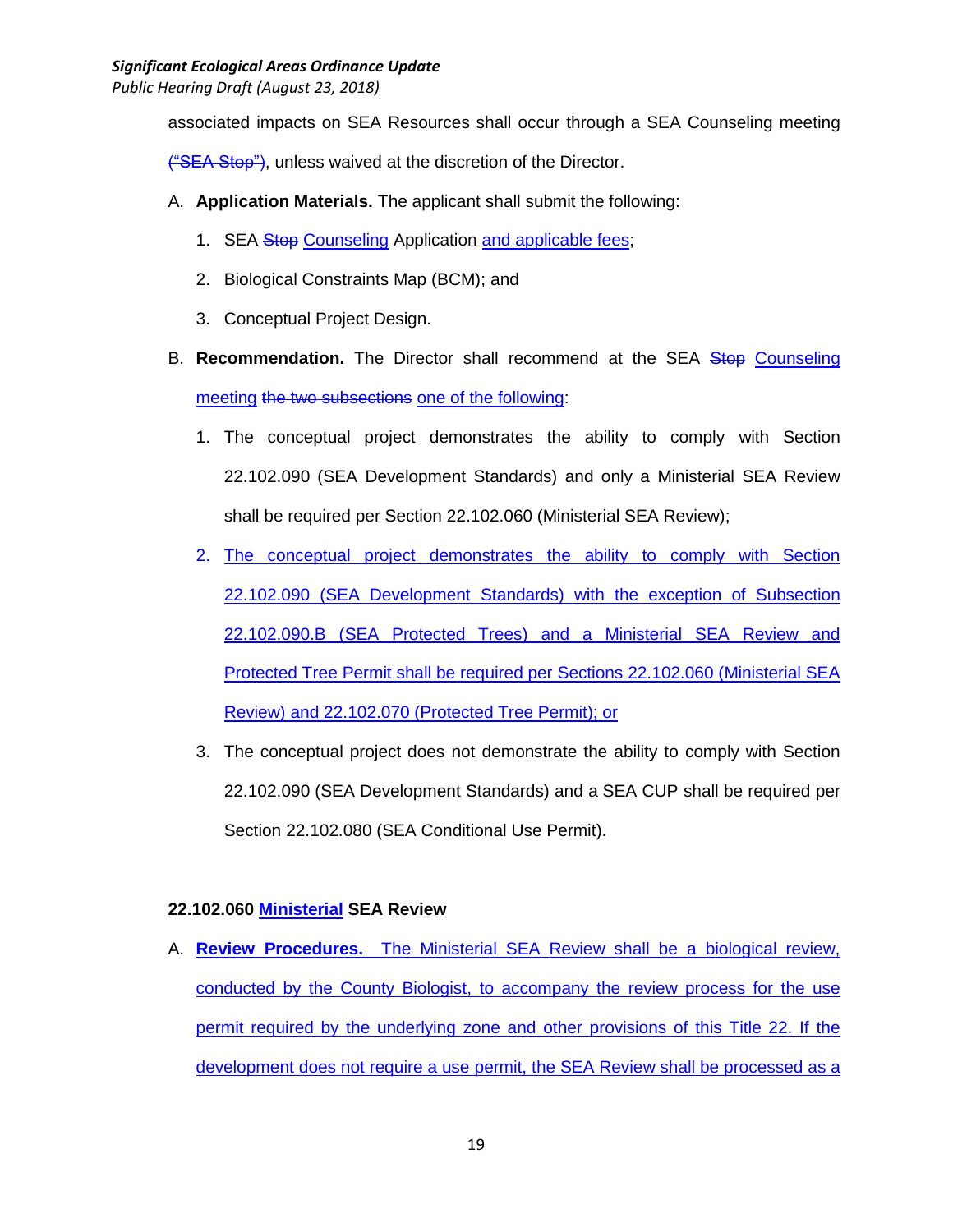associated impacts on SEA Resources shall occur through a SEA Counseling meeting ~~("SEA Stop")~~, unless waived at the discretion of the Director.

A. **Application Materials.** The applicant shall submit the following:

   1. SEA ~~Stop~~ <u>Counseling</u> Application <u>and applicable fees</u>;

   2. Biological Constraints Map (BCM); and

   3. Conceptual Project Design.

B. **Recommendation.** The Director shall recommend at the SEA ~~Stop~~ <u>Counseling meeting</u> ~~the two subsections~~ <u>one of the following</u>:

   1. The conceptual project demonstrates the ability to comply with Section 22.102.090 (SEA Development Standards) and only a Ministerial SEA Review shall be required per Section 22.102.060 (Ministerial SEA Review);

   2. <u>The conceptual project demonstrates the ability to comply with Section 22.102.090 (SEA Development Standards) with the exception of Subsection 22.102.090.B (SEA Protected Trees) and a Ministerial SEA Review and Protected Tree Permit shall be required per Sections 22.102.060 (Ministerial SEA Review) and 22.102.070 (Protected Tree Permit); or</u>

   3. The conceptual project does not demonstrate the ability to comply with Section 22.102.090 (SEA Development Standards) and a SEA CUP shall be required per Section 22.102.080 (SEA Conditional Use Permit).

**22.102.060 <u>Ministerial</u> SEA Review**

A. <u>**Review Procedures.** The Ministerial SEA Review shall be a biological review, conducted by the County Biologist, to accompany the review process for the use permit required by the underlying zone and other provisions of this Title 22. If the development does not require a use permit, the SEA Review shall be processed as a</u>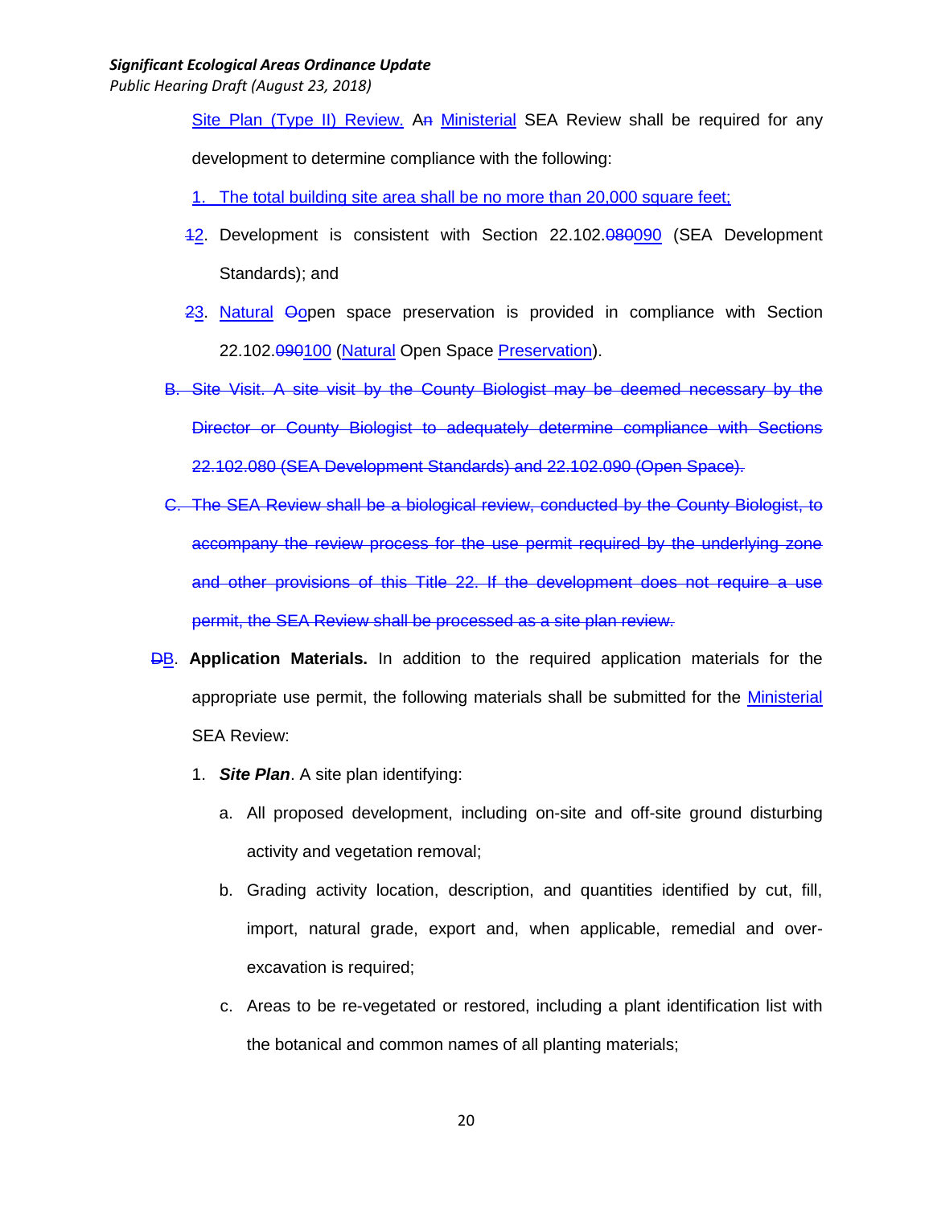Site Plan (Type II) Review. An Ministerial SEA Review shall be required for any development to determine compliance with the following:

1. The total building site area shall be no more than 20,000 square feet;

12. Development is consistent with Section 22.102.080090 (SEA Development Standards); and

23. Natural Oopen space preservation is provided in compliance with Section 22.102.090100 (Natural Open Space Preservation).

~~B. Site Visit. A site visit by the County Biologist may be deemed necessary by the Director or County Biologist to adequately determine compliance with Sections 22.102.080 (SEA Development Standards) and 22.102.090 (Open Space).~~

~~C. The SEA Review shall be a biological review, conducted by the County Biologist, to accompany the review process for the use permit required by the underlying zone and other provisions of this Title 22. If the development does not require a use permit, the SEA Review shall be processed as a site plan review.~~

DB. **Application Materials.** In addition to the required application materials for the appropriate use permit, the following materials shall be submitted for the Ministerial SEA Review:

1. ***Site Plan***. A site plan identifying:

   a. All proposed development, including on-site and off-site ground disturbing activity and vegetation removal;

   b. Grading activity location, description, and quantities identified by cut, fill, import, natural grade, export and, when applicable, remedial and over-excavation is required;

   c. Areas to be re-vegetated or restored, including a plant identification list with the botanical and common names of all planting materials;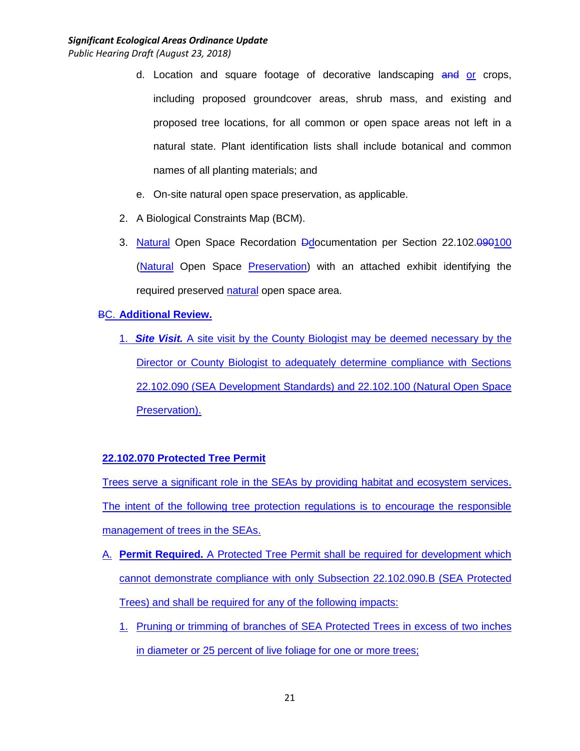d. Location and square footage of decorative landscaping ~~and~~ or crops, including proposed groundcover areas, shrub mass, and existing and proposed tree locations, for all common or open space areas not left in a natural state. Plant identification lists shall include botanical and common names of all planting materials; and

e. On-site natural open space preservation, as applicable.

2. A Biological Constraints Map (BCM).

3. Natural Open Space Recordation ~~D~~documentation per Section 22.102.~~090~~100 (Natural Open Space Preservation) with an attached exhibit identifying the required preserved natural open space area.

~~B~~C. **Additional Review.**

1. ***Site Visit.*** A site visit by the County Biologist may be deemed necessary by the Director or County Biologist to adequately determine compliance with Sections 22.102.090 (SEA Development Standards) and 22.102.100 (Natural Open Space Preservation).

**22.102.070 Protected Tree Permit**

Trees serve a significant role in the SEAs by providing habitat and ecosystem services. The intent of the following tree protection regulations is to encourage the responsible management of trees in the SEAs.

A. **Permit Required.** A Protected Tree Permit shall be required for development which cannot demonstrate compliance with only Subsection 22.102.090.B (SEA Protected Trees) and shall be required for any of the following impacts:

1. Pruning or trimming of branches of SEA Protected Trees in excess of two inches in diameter or 25 percent of live foliage for one or more trees;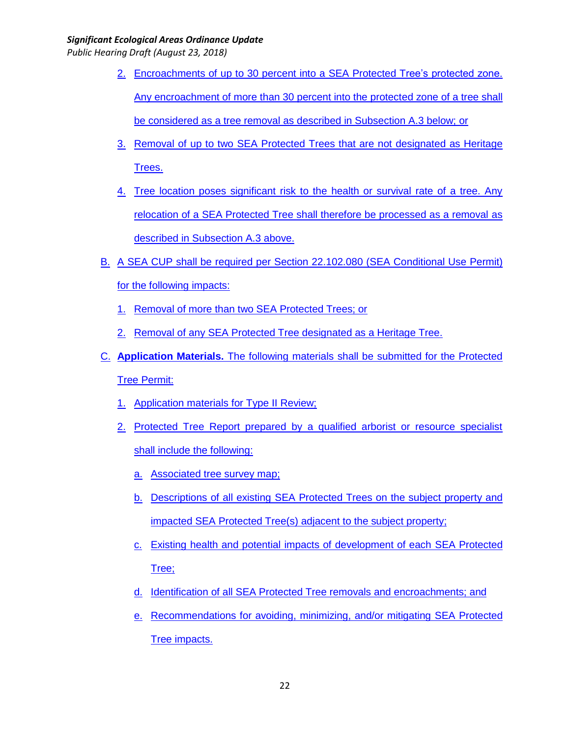2. Encroachments of up to 30 percent into a SEA Protected Tree's protected zone. Any encroachment of more than 30 percent into the protected zone of a tree shall be considered as a tree removal as described in Subsection A.3 below; or

3. Removal of up to two SEA Protected Trees that are not designated as Heritage Trees.

4. Tree location poses significant risk to the health or survival rate of a tree. Any relocation of a SEA Protected Tree shall therefore be processed as a removal as described in Subsection A.3 above.

B. A SEA CUP shall be required per Section 22.102.080 (SEA Conditional Use Permit) for the following impacts:

   1. Removal of more than two SEA Protected Trees; or

   2. Removal of any SEA Protected Tree designated as a Heritage Tree.

C. **Application Materials.** The following materials shall be submitted for the Protected Tree Permit:

   1. Application materials for Type II Review;

   2. Protected Tree Report prepared by a qualified arborist or resource specialist shall include the following:

      a. Associated tree survey map;

      b. Descriptions of all existing SEA Protected Trees on the subject property and impacted SEA Protected Tree(s) adjacent to the subject property;

      c. Existing health and potential impacts of development of each SEA Protected Tree;

      d. Identification of all SEA Protected Tree removals and encroachments; and

      e. Recommendations for avoiding, minimizing, and/or mitigating SEA Protected Tree impacts.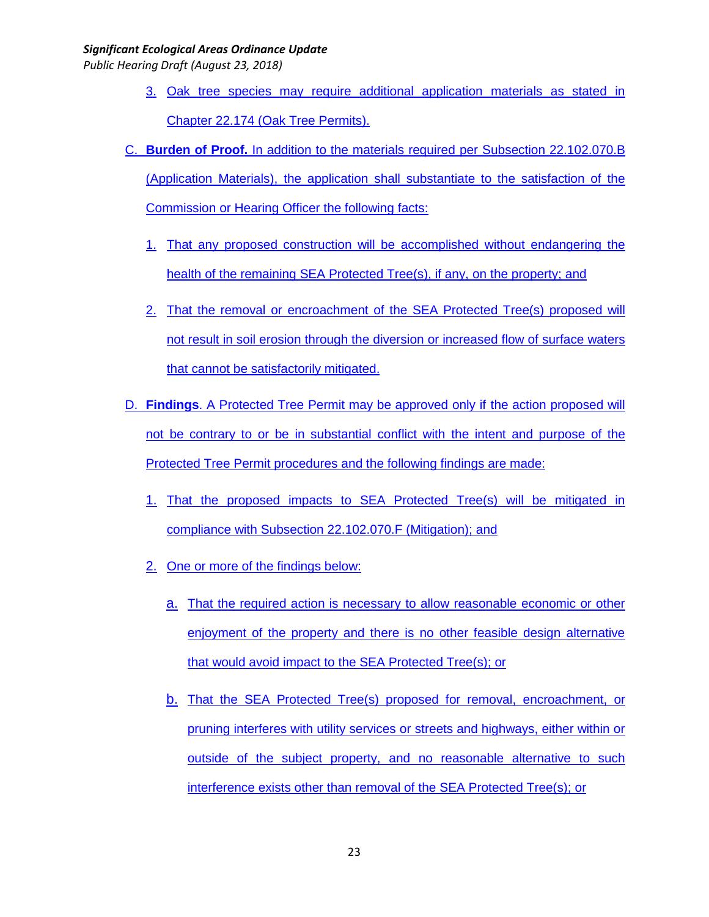3. Oak tree species may require additional application materials as stated in Chapter 22.174 (Oak Tree Permits).

C. **Burden of Proof.** In addition to the materials required per Subsection 22.102.070.B (Application Materials), the application shall substantiate to the satisfaction of the Commission or Hearing Officer the following facts:

   1. That any proposed construction will be accomplished without endangering the health of the remaining SEA Protected Tree(s), if any, on the property; and

   2. That the removal or encroachment of the SEA Protected Tree(s) proposed will not result in soil erosion through the diversion or increased flow of surface waters that cannot be satisfactorily mitigated.

D. **Findings**. A Protected Tree Permit may be approved only if the action proposed will not be contrary to or be in substantial conflict with the intent and purpose of the Protected Tree Permit procedures and the following findings are made:

   1. That the proposed impacts to SEA Protected Tree(s) will be mitigated in compliance with Subsection 22.102.070.F (Mitigation); and

   2. One or more of the findings below:

      a. That the required action is necessary to allow reasonable economic or other enjoyment of the property and there is no other feasible design alternative that would avoid impact to the SEA Protected Tree(s); or

      b. That the SEA Protected Tree(s) proposed for removal, encroachment, or pruning interferes with utility services or streets and highways, either within or outside of the subject property, and no reasonable alternative to such interference exists other than removal of the SEA Protected Tree(s); or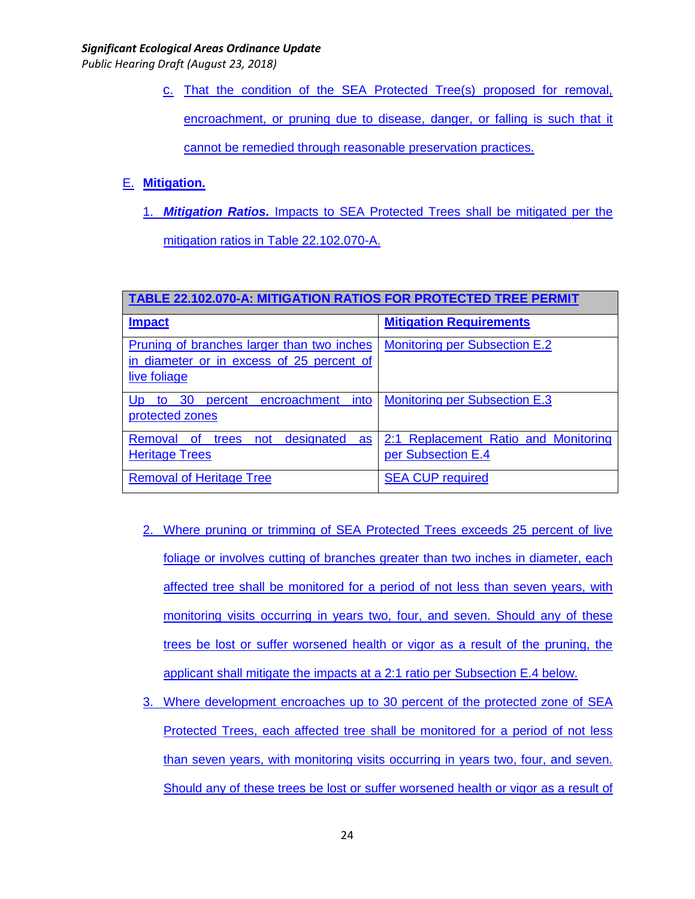c. That the condition of the SEA Protected Tree(s) proposed for removal, encroachment, or pruning due to disease, danger, or falling is such that it cannot be remedied through reasonable preservation practices.

E. **Mitigation.**

1. ***Mitigation Ratios.*** Impacts to SEA Protected Trees shall be mitigated per the mitigation ratios in Table 22.102.070-A.

| **TABLE 22.102.070-A: MITIGATION RATIOS FOR PROTECTED TREE PERMIT** | |
|---|---|
| **Impact** | **Mitigation Requirements** |
| Pruning of branches larger than two inches in diameter or in excess of 25 percent of live foliage | Monitoring per Subsection E.2 |
| Up to 30 percent encroachment into protected zones | Monitoring per Subsection E.3 |
| Removal of trees not designated as Heritage Trees | 2:1 Replacement Ratio and Monitoring per Subsection E.4 |
| Removal of Heritage Tree | SEA CUP required |

2. Where pruning or trimming of SEA Protected Trees exceeds 25 percent of live foliage or involves cutting of branches greater than two inches in diameter, each affected tree shall be monitored for a period of not less than seven years, with monitoring visits occurring in years two, four, and seven. Should any of these trees be lost or suffer worsened health or vigor as a result of the pruning, the applicant shall mitigate the impacts at a 2:1 ratio per Subsection E.4 below.
3. Where development encroaches up to 30 percent of the protected zone of SEA Protected Trees, each affected tree shall be monitored for a period of not less than seven years, with monitoring visits occurring in years two, four, and seven. Should any of these trees be lost or suffer worsened health or vigor as a result of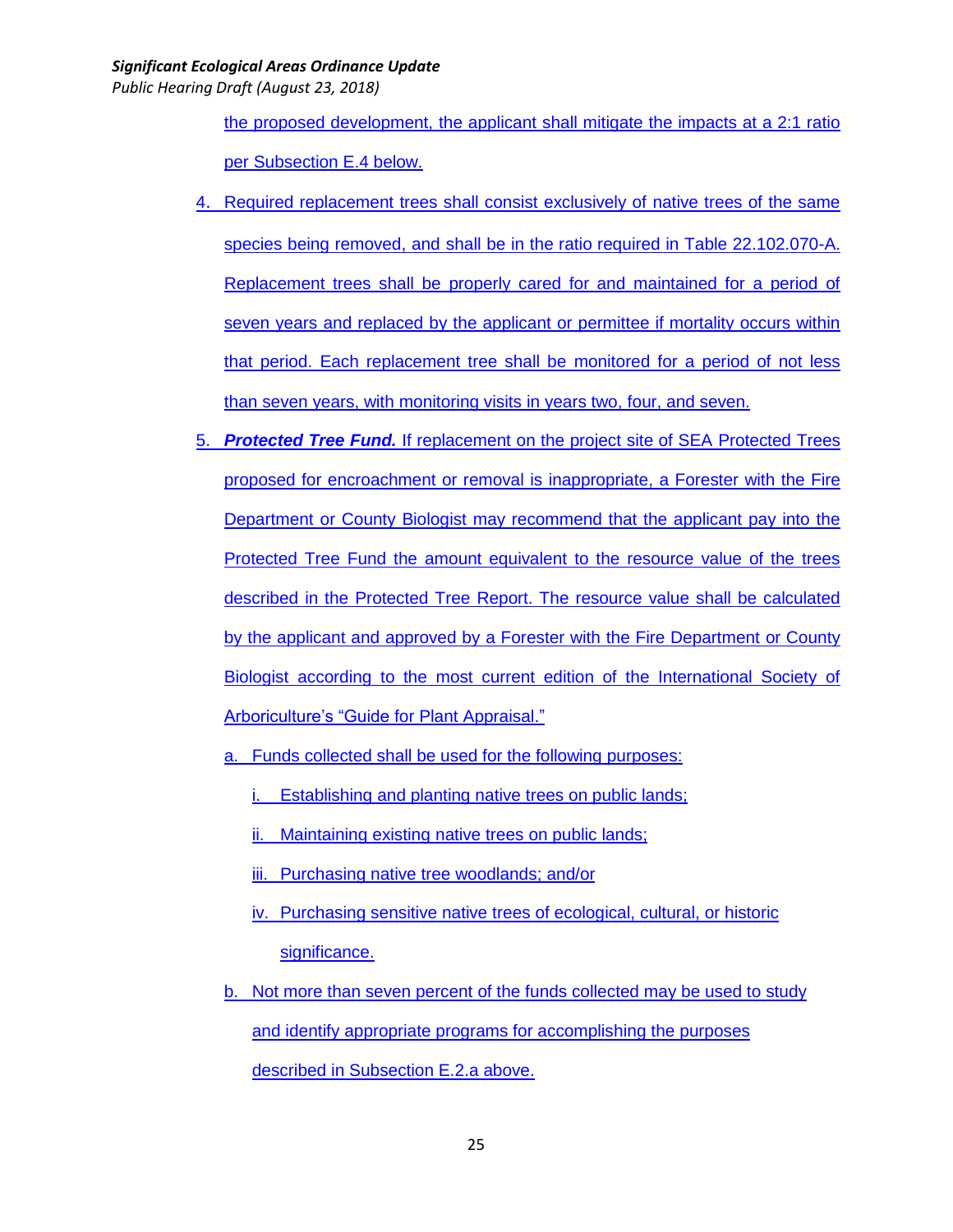the proposed development, the applicant shall mitigate the impacts at a 2:1 ratio per Subsection E.4 below.

4. Required replacement trees shall consist exclusively of native trees of the same species being removed, and shall be in the ratio required in Table 22.102.070-A. Replacement trees shall be properly cared for and maintained for a period of seven years and replaced by the applicant or permittee if mortality occurs within that period. Each replacement tree shall be monitored for a period of not less than seven years, with monitoring visits in years two, four, and seven.

5. ***Protected Tree Fund.*** If replacement on the project site of SEA Protected Trees proposed for encroachment or removal is inappropriate, a Forester with the Fire Department or County Biologist may recommend that the applicant pay into the Protected Tree Fund the amount equivalent to the resource value of the trees described in the Protected Tree Report. The resource value shall be calculated by the applicant and approved by a Forester with the Fire Department or County Biologist according to the most current edition of the International Society of Arboriculture's "Guide for Plant Appraisal."

   a. Funds collected shall be used for the following purposes:

      i. Establishing and planting native trees on public lands;

      ii. Maintaining existing native trees on public lands;

      iii. Purchasing native tree woodlands; and/or

      iv. Purchasing sensitive native trees of ecological, cultural, or historic significance.

   b. Not more than seven percent of the funds collected may be used to study and identify appropriate programs for accomplishing the purposes described in Subsection E.2.a above.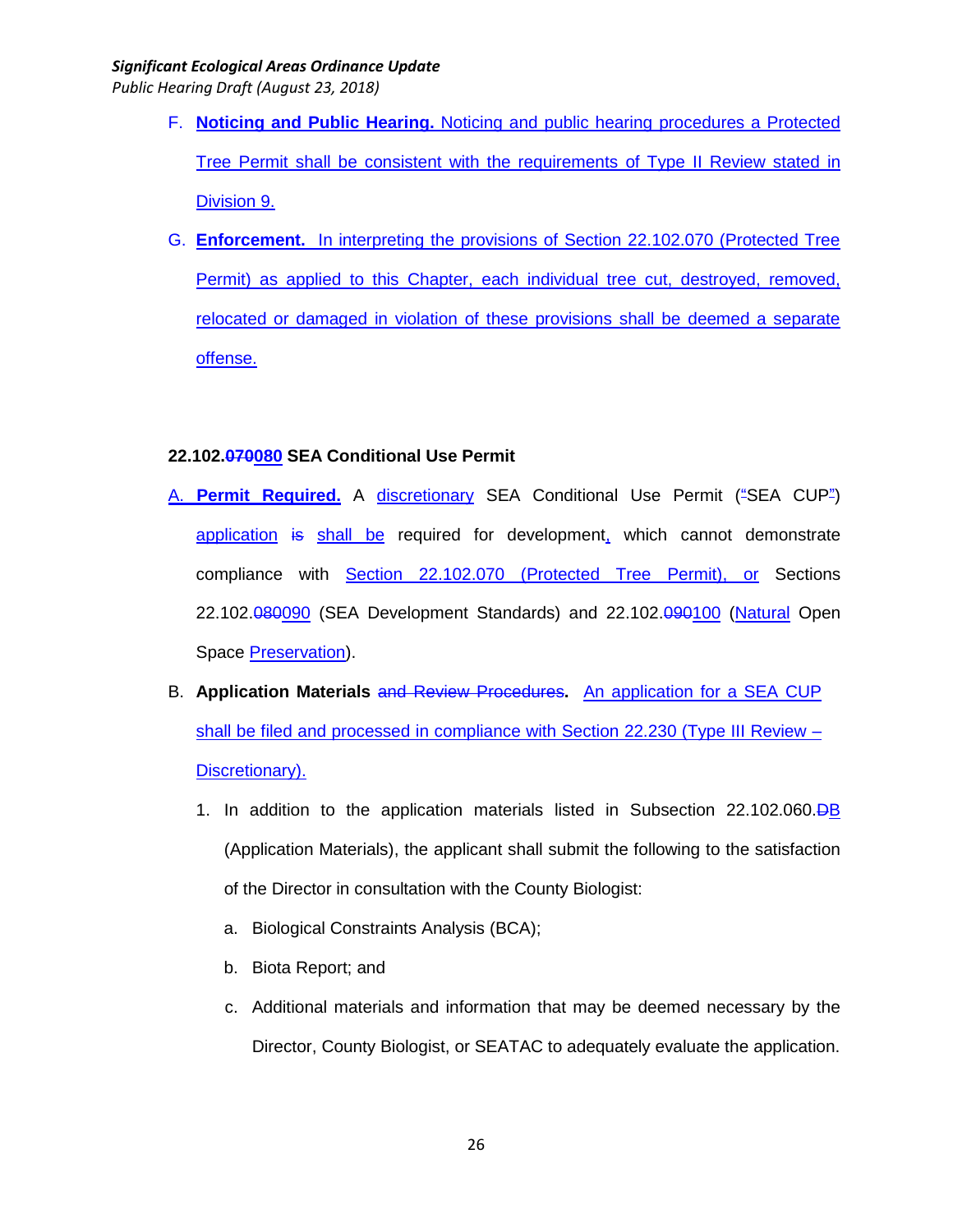F. **Noticing and Public Hearing.** Noticing and public hearing procedures a Protected Tree Permit shall be consistent with the requirements of Type II Review stated in Division 9.

G. **Enforcement.** In interpreting the provisions of Section 22.102.070 (Protected Tree Permit) as applied to this Chapter, each individual tree cut, destroyed, removed, relocated or damaged in violation of these provisions shall be deemed a separate offense.

**22.102.~~070~~080 SEA Conditional Use Permit**

A. **Permit Required.** A discretionary SEA Conditional Use Permit ("SEA CUP") application ~~is~~ shall be required for development, which cannot demonstrate compliance with Section 22.102.070 (Protected Tree Permit), or Sections 22.102.~~080~~090 (SEA Development Standards) and 22.102.~~090~~100 (Natural Open Space Preservation).

B. **Application Materials** ~~and Review Procedures~~**.** An application for a SEA CUP shall be filed and processed in compliance with Section 22.230 (Type III Review – Discretionary).

1. In addition to the application materials listed in Subsection 22.102.060.~~D~~B (Application Materials), the applicant shall submit the following to the satisfaction of the Director in consultation with the County Biologist:
   a. Biological Constraints Analysis (BCA);
   b. Biota Report; and
   c. Additional materials and information that may be deemed necessary by the Director, County Biologist, or SEATAC to adequately evaluate the application.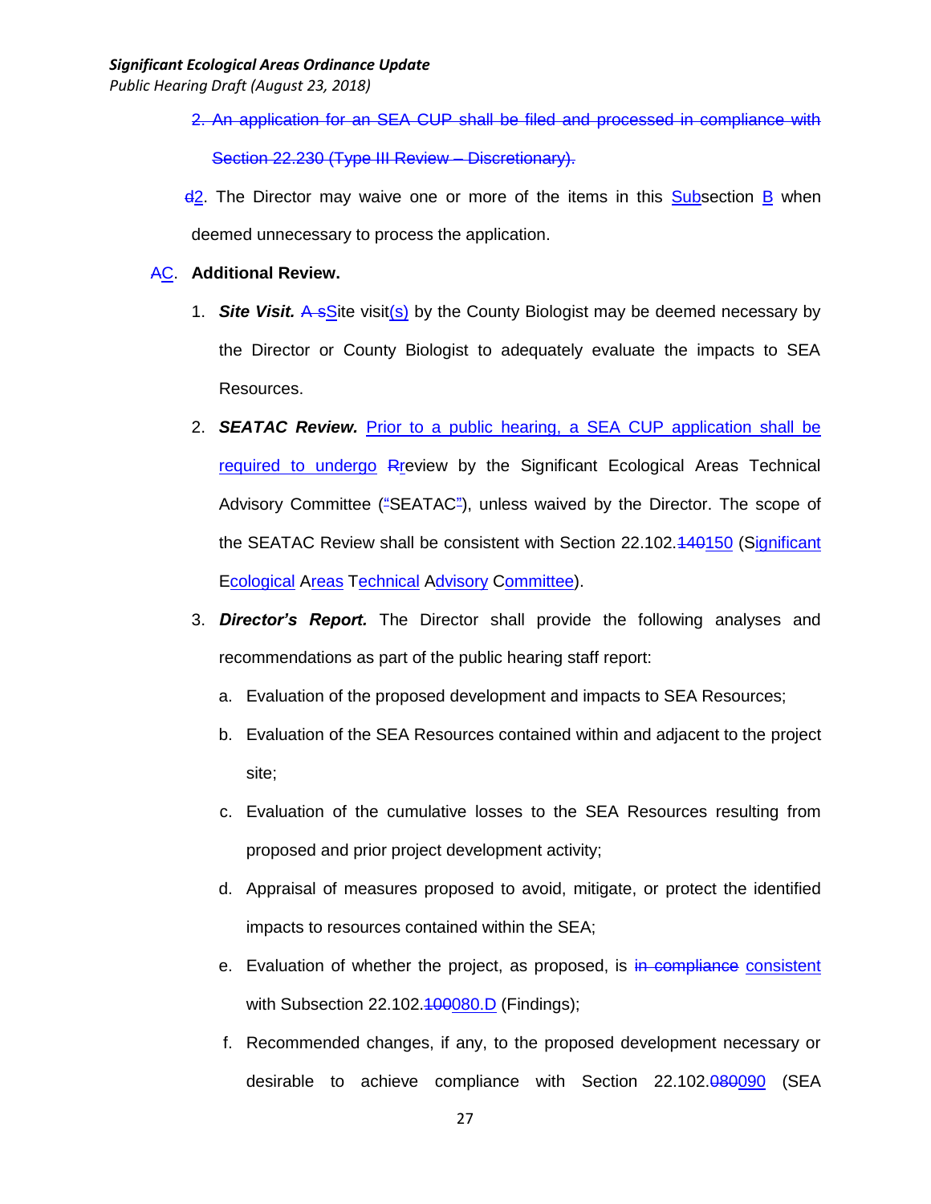~~2. An application for an SEA CUP shall be filed and processed in compliance with Section 22.230 (Type III Review – Discretionary).~~

~~d~~2. The Director may waive one or more of the items in this Subsection B when deemed unnecessary to process the application.

~~A~~C. **Additional Review.**

1. ***Site Visit.*** ~~A s~~Site visit(s) by the County Biologist may be deemed necessary by the Director or County Biologist to adequately evaluate the impacts to SEA Resources.

2. ***SEATAC Review.*** Prior to a public hearing, a SEA CUP application shall be required to undergo ~~R~~review by the Significant Ecological Areas Technical Advisory Committee (~~"~~SEATAC~~"~~), unless waived by the Director. The scope of the SEATAC Review shall be consistent with Section 22.102.~~140~~150 (Significant Ecological Areas Technical Advisory Committee).

3. ***Director's Report.*** The Director shall provide the following analyses and recommendations as part of the public hearing staff report:

   a. Evaluation of the proposed development and impacts to SEA Resources;

   b. Evaluation of the SEA Resources contained within and adjacent to the project site;

   c. Evaluation of the cumulative losses to the SEA Resources resulting from proposed and prior project development activity;

   d. Appraisal of measures proposed to avoid, mitigate, or protect the identified impacts to resources contained within the SEA;

   e. Evaluation of whether the project, as proposed, is ~~in compliance~~ consistent with Subsection 22.102.~~100~~080.D (Findings);

   f. Recommended changes, if any, to the proposed development necessary or desirable to achieve compliance with Section 22.102.~~080~~090 (SEA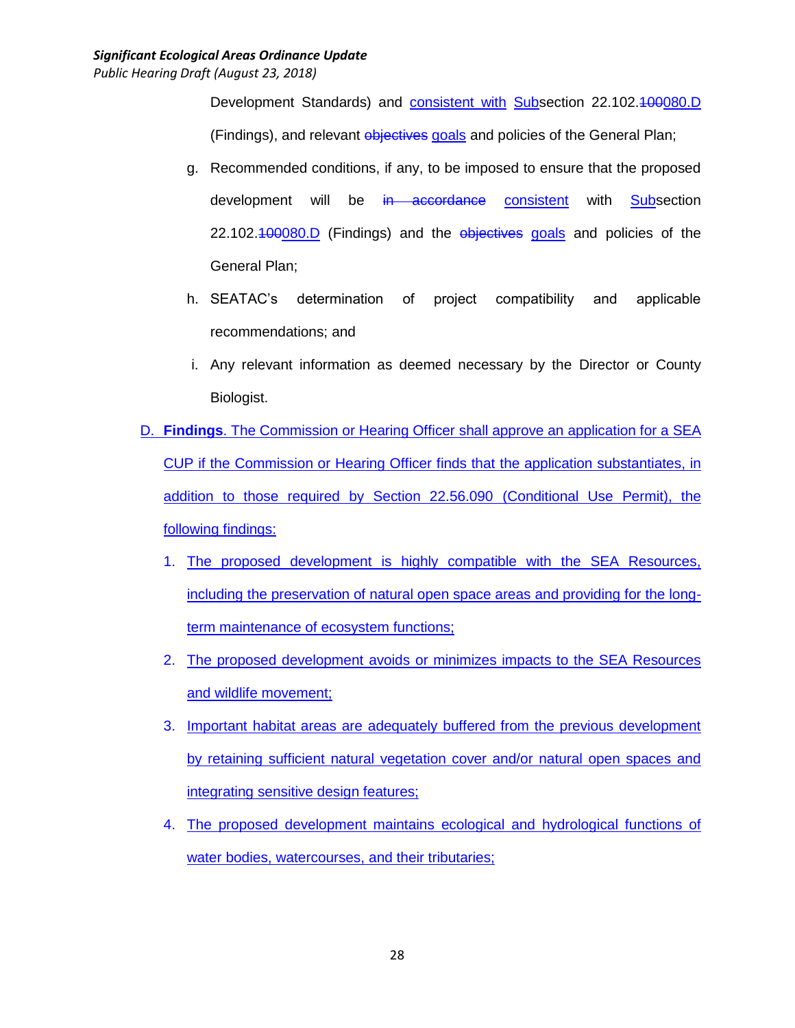Development Standards) and consistent with Subsection 22.102.~~100~~080.D (Findings), and relevant ~~objectives~~ goals and policies of the General Plan;

g. Recommended conditions, if any, to be imposed to ensure that the proposed development will be ~~in accordance~~ consistent with Subsection 22.102.~~100~~080.D (Findings) and the ~~objectives~~ goals and policies of the General Plan;

h. SEATAC's determination of project compatibility and applicable recommendations; and

i. Any relevant information as deemed necessary by the Director or County Biologist.

D. **Findings**. The Commission or Hearing Officer shall approve an application for a SEA CUP if the Commission or Hearing Officer finds that the application substantiates, in addition to those required by Section 22.56.090 (Conditional Use Permit), the following findings:

1. The proposed development is highly compatible with the SEA Resources, including the preservation of natural open space areas and providing for the long-term maintenance of ecosystem functions;

2. The proposed development avoids or minimizes impacts to the SEA Resources and wildlife movement;

3. Important habitat areas are adequately buffered from the previous development by retaining sufficient natural vegetation cover and/or natural open spaces and integrating sensitive design features;

4. The proposed development maintains ecological and hydrological functions of water bodies, watercourses, and their tributaries;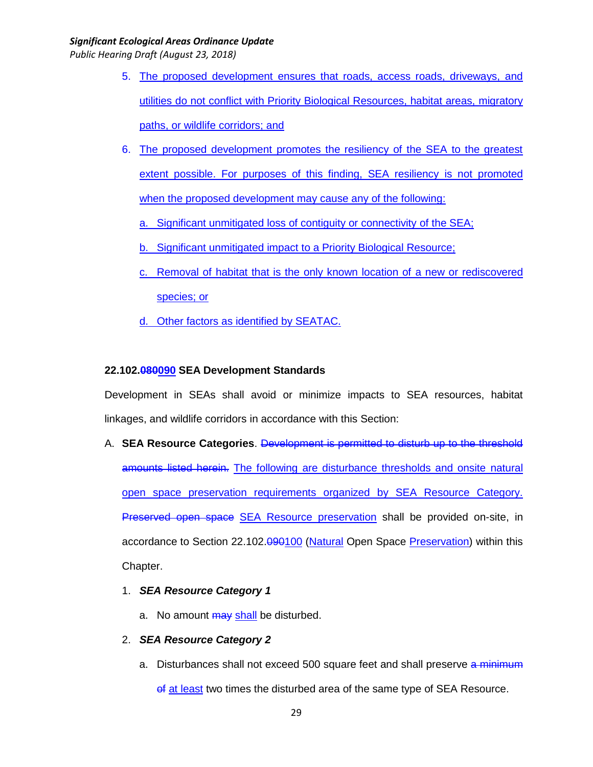5. The proposed development ensures that roads, access roads, driveways, and utilities do not conflict with Priority Biological Resources, habitat areas, migratory paths, or wildlife corridors; and

6. The proposed development promotes the resiliency of the SEA to the greatest extent possible. For purposes of this finding, SEA resiliency is not promoted when the proposed development may cause any of the following:

   a. Significant unmitigated loss of contiguity or connectivity of the SEA;

   b. Significant unmitigated impact to a Priority Biological Resource;

   c. Removal of habitat that is the only known location of a new or rediscovered species; or

   d. Other factors as identified by SEATAC.

**22.102.~~080~~090 SEA Development Standards**

Development in SEAs shall avoid or minimize impacts to SEA resources, habitat linkages, and wildlife corridors in accordance with this Section:

A. **SEA Resource Categories**. ~~Development is permitted to disturb up to the threshold amounts listed herein.~~ The following are disturbance thresholds and onsite natural open space preservation requirements organized by SEA Resource Category. ~~Preserved open space~~ SEA Resource preservation shall be provided on-site, in accordance to Section 22.102.~~090~~100 (Natural Open Space Preservation) within this Chapter.

   1. ***SEA Resource Category 1***

      a. No amount ~~may~~ shall be disturbed.

   2. ***SEA Resource Category 2***

      a. Disturbances shall not exceed 500 square feet and shall preserve ~~a minimum of~~ at least two times the disturbed area of the same type of SEA Resource.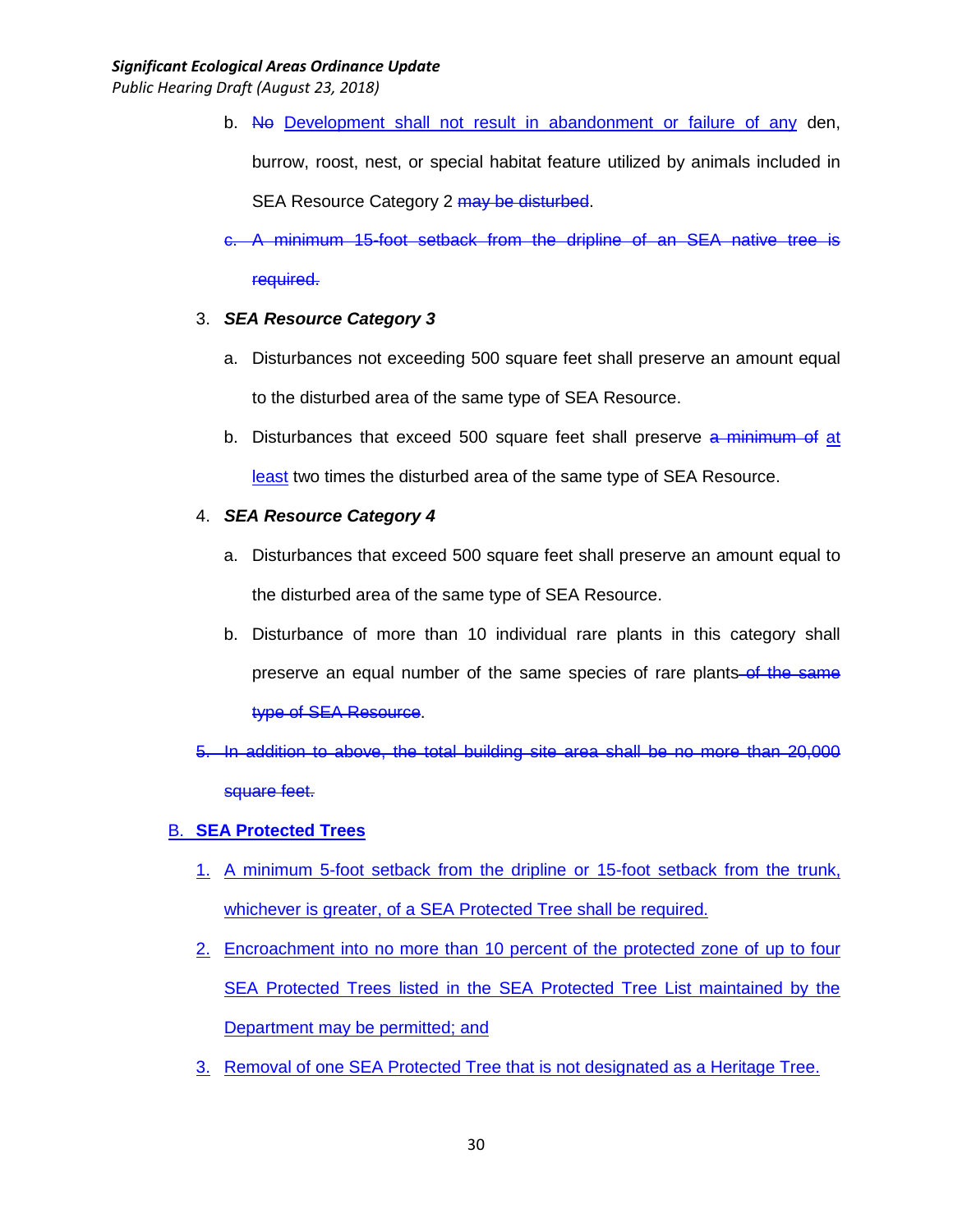b. ~~No~~ <u>Development shall not result in abandonment or failure of any</u> den, burrow, roost, nest, or special habitat feature utilized by animals included in SEA Resource Category 2 ~~may be disturbed~~.

~~c. A minimum 15-foot setback from the dripline of an SEA native tree is required.~~

3. ***SEA Resource Category 3***

   a. Disturbances not exceeding 500 square feet shall preserve an amount equal to the disturbed area of the same type of SEA Resource.

   b. Disturbances that exceed 500 square feet shall preserve ~~a minimum of~~ <u>at least</u> two times the disturbed area of the same type of SEA Resource.

4. ***SEA Resource Category 4***

   a. Disturbances that exceed 500 square feet shall preserve an amount equal to the disturbed area of the same type of SEA Resource.

   b. Disturbance of more than 10 individual rare plants in this category shall preserve an equal number of the same species of rare plants ~~of the same type of SEA Resource~~.

~~5. In addition to above, the total building site area shall be no more than 20,000 square feet.~~

<u>**B. SEA Protected Trees**</u>

<u>1. A minimum 5-foot setback from the dripline or 15-foot setback from the trunk, whichever is greater, of a SEA Protected Tree shall be required.</u>

<u>2. Encroachment into no more than 10 percent of the protected zone of up to four SEA Protected Trees listed in the SEA Protected Tree List maintained by the Department may be permitted; and</u>

<u>3. Removal of one SEA Protected Tree that is not designated as a Heritage Tree.</u>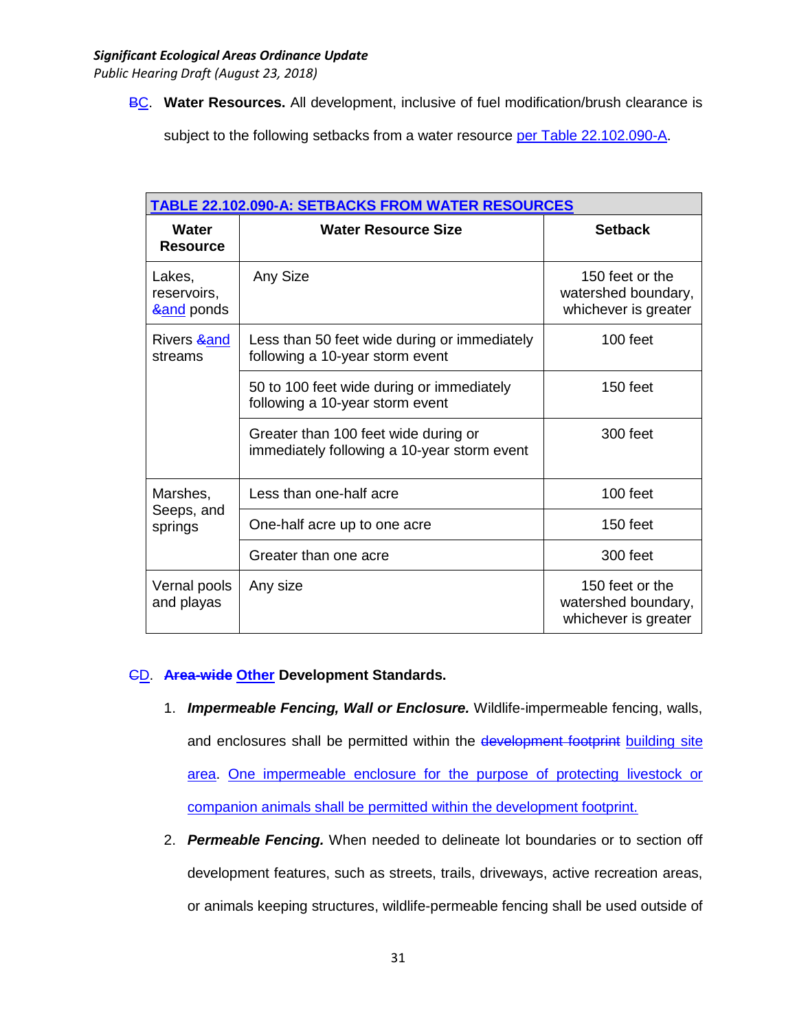BC. **Water Resources.** All development, inclusive of fuel modification/brush clearance is subject to the following setbacks from a water resource per Table 22.102.090-A.

| TABLE 22.102.090-A: SETBACKS FROM WATER RESOURCES | | |
|---|---|---|
| **Water Resource** | **Water Resource Size** | **Setback** |
| Lakes, reservoirs, &and ponds | Any Size | 150 feet or the watershed boundary, whichever is greater |
| Rivers &and streams | Less than 50 feet wide during or immediately following a 10-year storm event | 100 feet |
| | 50 to 100 feet wide during or immediately following a 10-year storm event | 150 feet |
| | Greater than 100 feet wide during or immediately following a 10-year storm event | 300 feet |
| Marshes, Seeps, and springs | Less than one-half acre | 100 feet |
| | One-half acre up to one acre | 150 feet |
| | Greater than one acre | 300 feet |
| Vernal pools and playas | Any size | 150 feet or the watershed boundary, whichever is greater |

CD. **Area-wide Other Development Standards.**

1. ***Impermeable Fencing, Wall or Enclosure.*** Wildlife-impermeable fencing, walls, and enclosures shall be permitted within the development footprint building site area. One impermeable enclosure for the purpose of protecting livestock or companion animals shall be permitted within the development footprint.

2. ***Permeable Fencing.*** When needed to delineate lot boundaries or to section off development features, such as streets, trails, driveways, active recreation areas, or animals keeping structures, wildlife-permeable fencing shall be used outside of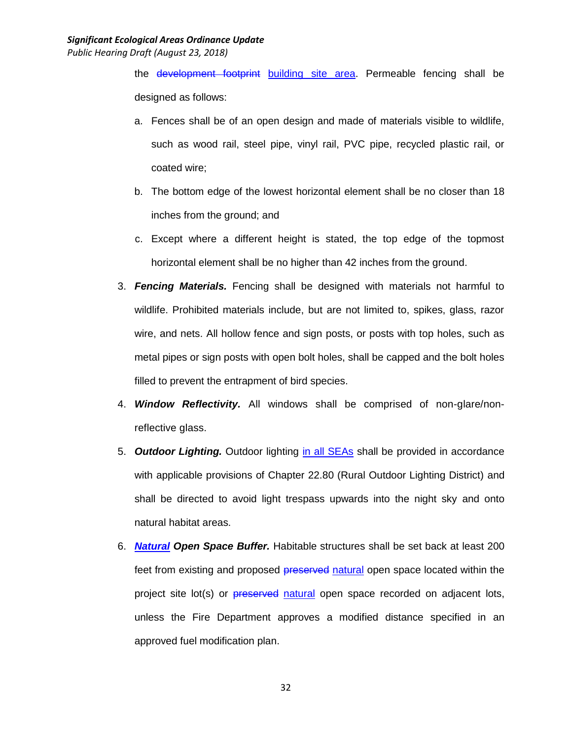the ~~development footprint~~ building site area. Permeable fencing shall be designed as follows:

a. Fences shall be of an open design and made of materials visible to wildlife, such as wood rail, steel pipe, vinyl rail, PVC pipe, recycled plastic rail, or coated wire;

b. The bottom edge of the lowest horizontal element shall be no closer than 18 inches from the ground; and

c. Except where a different height is stated, the top edge of the topmost horizontal element shall be no higher than 42 inches from the ground.

3. ***Fencing Materials.*** Fencing shall be designed with materials not harmful to wildlife. Prohibited materials include, but are not limited to, spikes, glass, razor wire, and nets. All hollow fence and sign posts, or posts with top holes, such as metal pipes or sign posts with open bolt holes, shall be capped and the bolt holes filled to prevent the entrapment of bird species.

4. ***Window Reflectivity.*** All windows shall be comprised of non-glare/non-reflective glass.

5. ***Outdoor Lighting.*** Outdoor lighting in all SEAs shall be provided in accordance with applicable provisions of Chapter 22.80 (Rural Outdoor Lighting District) and shall be directed to avoid light trespass upwards into the night sky and onto natural habitat areas.

6. ***Natural Open Space Buffer.*** Habitable structures shall be set back at least 200 feet from existing and proposed ~~preserved~~ natural open space located within the project site lot(s) or ~~preserved~~ natural open space recorded on adjacent lots, unless the Fire Department approves a modified distance specified in an approved fuel modification plan.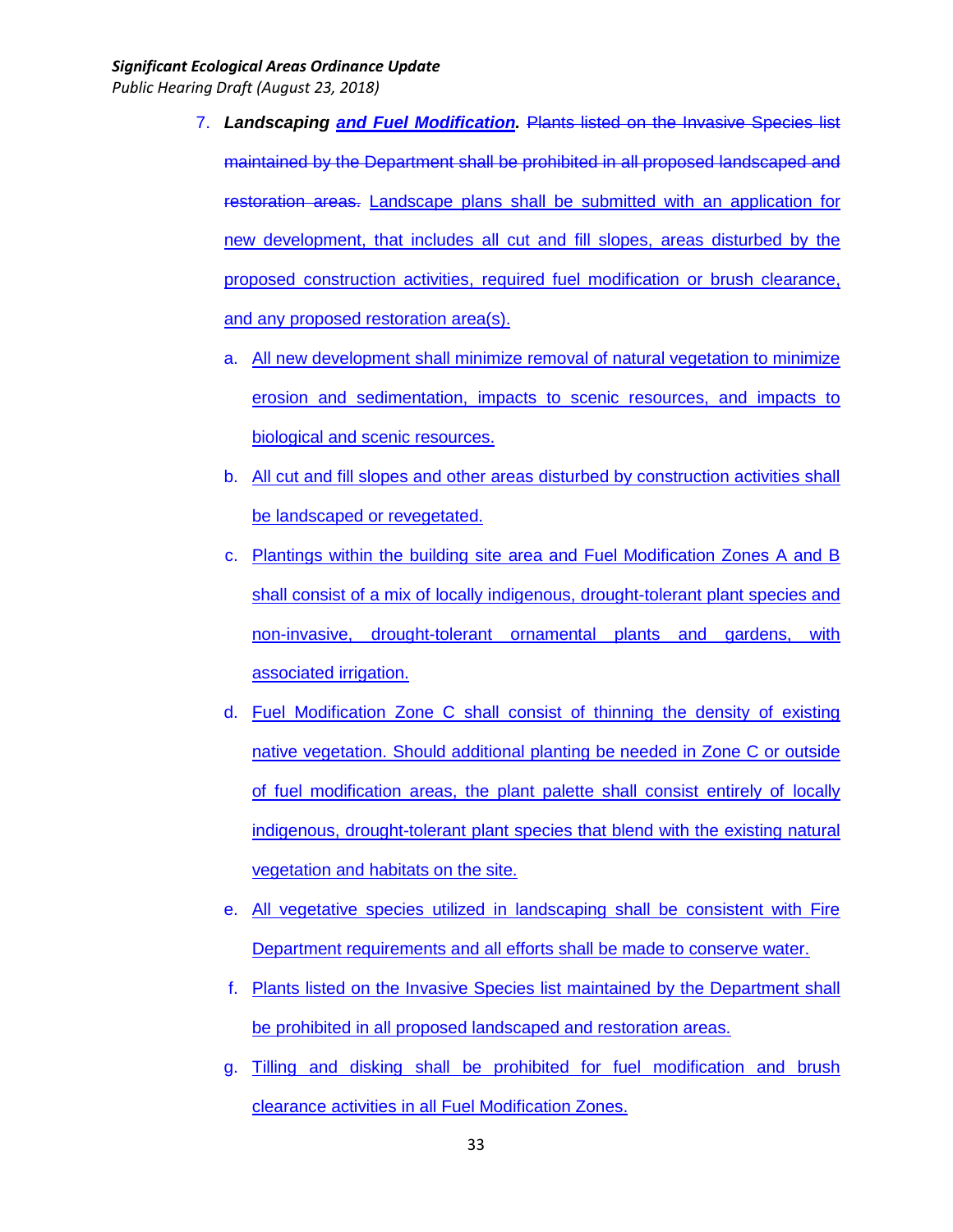7. ***Landscaping and Fuel Modification.*** ~~Plants listed on the Invasive Species list maintained by the Department shall be prohibited in all proposed landscaped and restoration areas.~~ Landscape plans shall be submitted with an application for new development, that includes all cut and fill slopes, areas disturbed by the proposed construction activities, required fuel modification or brush clearance, and any proposed restoration area(s).

   a. All new development shall minimize removal of natural vegetation to minimize erosion and sedimentation, impacts to scenic resources, and impacts to biological and scenic resources.

   b. All cut and fill slopes and other areas disturbed by construction activities shall be landscaped or revegetated.

   c. Plantings within the building site area and Fuel Modification Zones A and B shall consist of a mix of locally indigenous, drought-tolerant plant species and non-invasive, drought-tolerant ornamental plants and gardens, with associated irrigation.

   d. Fuel Modification Zone C shall consist of thinning the density of existing native vegetation. Should additional planting be needed in Zone C or outside of fuel modification areas, the plant palette shall consist entirely of locally indigenous, drought-tolerant plant species that blend with the existing natural vegetation and habitats on the site.

   e. All vegetative species utilized in landscaping shall be consistent with Fire Department requirements and all efforts shall be made to conserve water.

   f. Plants listed on the Invasive Species list maintained by the Department shall be prohibited in all proposed landscaped and restoration areas.

   g. Tilling and disking shall be prohibited for fuel modification and brush clearance activities in all Fuel Modification Zones.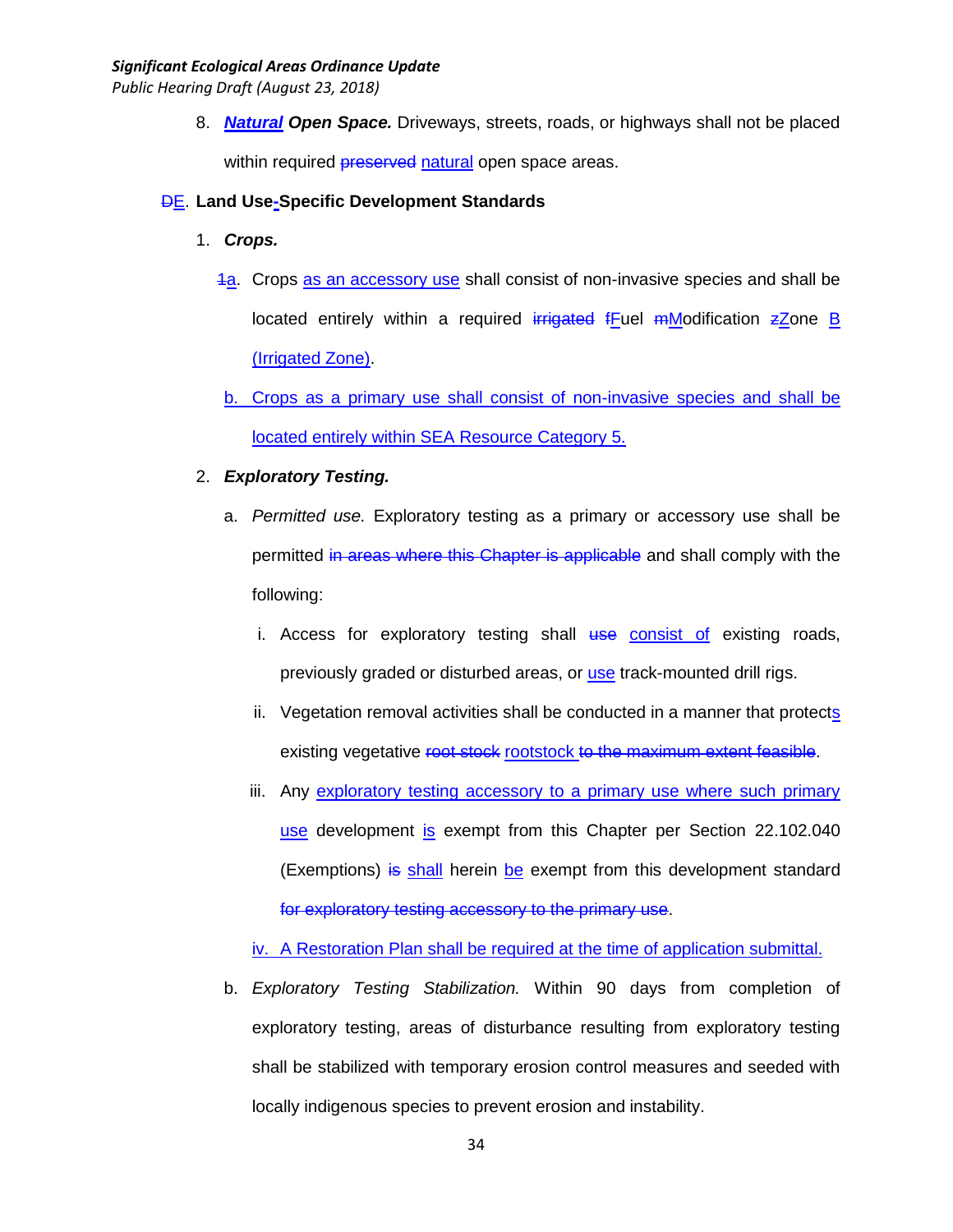8. ***Natural* Open Space.** Driveways, streets, roads, or highways shall not be placed within required ~~preserved~~ natural open space areas.

~~D~~E. **Land Use-Specific Development Standards**

1. ***Crops.***

   ~~1~~a. Crops as an accessory use shall consist of non-invasive species and shall be located entirely within a required ~~irrigated~~ ~~f~~Fuel ~~m~~Modification ~~z~~Zone B (Irrigated Zone).

   b. Crops as a primary use shall consist of non-invasive species and shall be located entirely within SEA Resource Category 5.

2. ***Exploratory Testing.***

   a. *Permitted use.* Exploratory testing as a primary or accessory use shall be permitted ~~in areas where this Chapter is applicable~~ and shall comply with the following:

      i. Access for exploratory testing shall ~~use~~ consist of existing roads, previously graded or disturbed areas, or use track-mounted drill rigs.

      ii. Vegetation removal activities shall be conducted in a manner that protects existing vegetative ~~root stock~~ rootstock ~~to the maximum extent feasible~~.

      iii. Any exploratory testing accessory to a primary use where such primary use development is exempt from this Chapter per Section 22.102.040 (Exemptions) ~~is~~ shall herein be exempt from this development standard ~~for exploratory testing accessory to the primary use~~.

      iv. A Restoration Plan shall be required at the time of application submittal.

   b. *Exploratory Testing Stabilization.* Within 90 days from completion of exploratory testing, areas of disturbance resulting from exploratory testing shall be stabilized with temporary erosion control measures and seeded with locally indigenous species to prevent erosion and instability.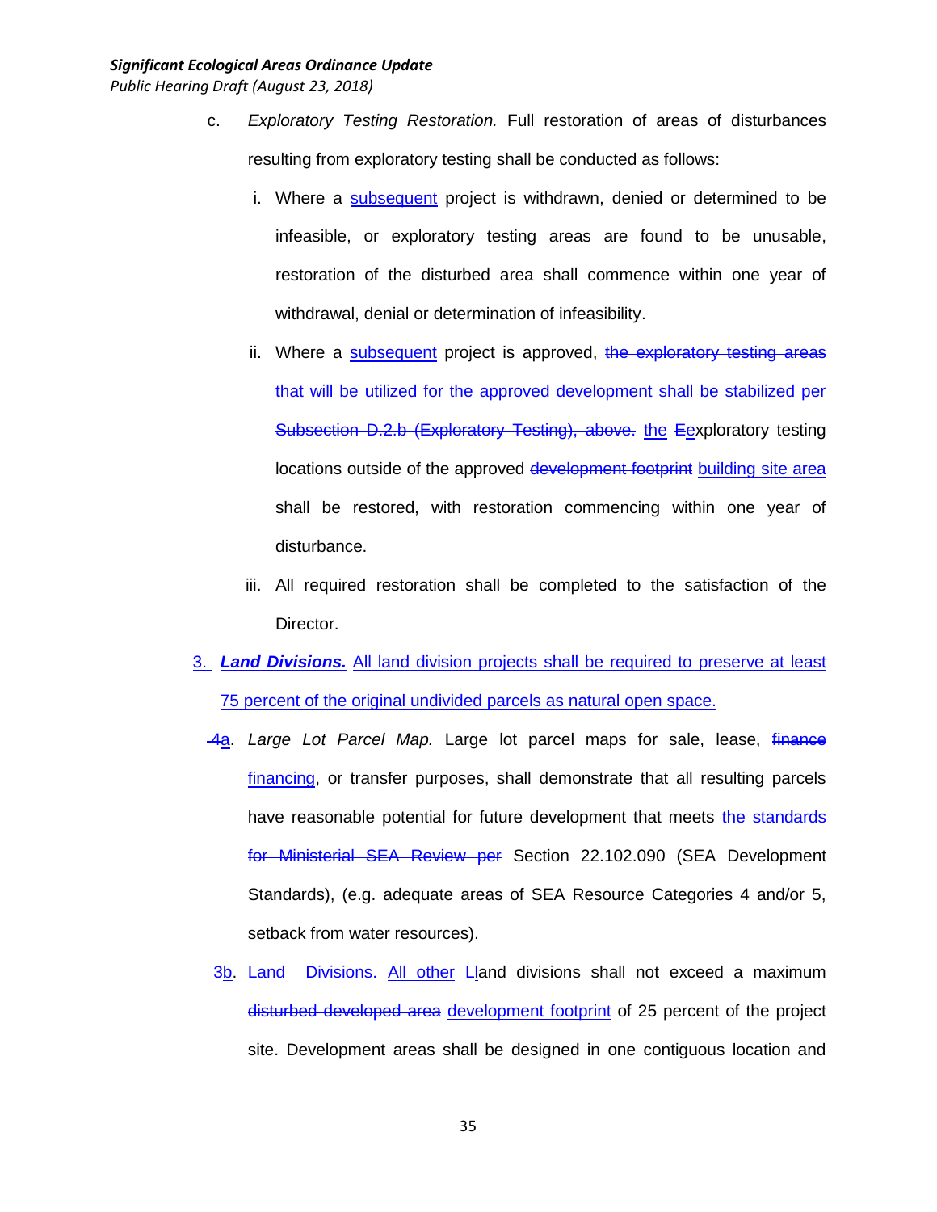c. *Exploratory Testing Restoration.* Full restoration of areas of disturbances resulting from exploratory testing shall be conducted as follows:

   i. Where a <u>subsequent</u> project is withdrawn, denied or determined to be infeasible, or exploratory testing areas are found to be unusable, restoration of the disturbed area shall commence within one year of withdrawal, denial or determination of infeasibility.

   ii. Where a <u>subsequent</u> project is approved, ~~the exploratory testing areas that will be utilized for the approved development shall be stabilized per Subsection D.2.b (Exploratory Testing), above.~~ <u>the</u> ~~E~~<u>e</u>xploratory testing locations outside of the approved ~~development footprint~~ <u>building site area</u> shall be restored, with restoration commencing within one year of disturbance.

   iii. All required restoration shall be completed to the satisfaction of the Director.

<u>3. ***Land Divisions.*** All land division projects shall be required to preserve at least 75 percent of the original undivided parcels as natural open space.</u>

~~4~~<u>a</u>. *Large Lot Parcel Map.* Large lot parcel maps for sale, lease, ~~finance~~ <u>financing</u>, or transfer purposes, shall demonstrate that all resulting parcels have reasonable potential for future development that meets ~~the standards for Ministerial SEA Review per~~ Section 22.102.090 (SEA Development Standards), (e.g. adequate areas of SEA Resource Categories 4 and/or 5, setback from water resources).

~~3~~<u>b</u>. ~~Land Divisions.~~ <u>All other</u> ~~L~~<u>l</u>and divisions shall not exceed a maximum ~~disturbed developed area~~ <u>development footprint</u> of 25 percent of the project site. Development areas shall be designed in one contiguous location and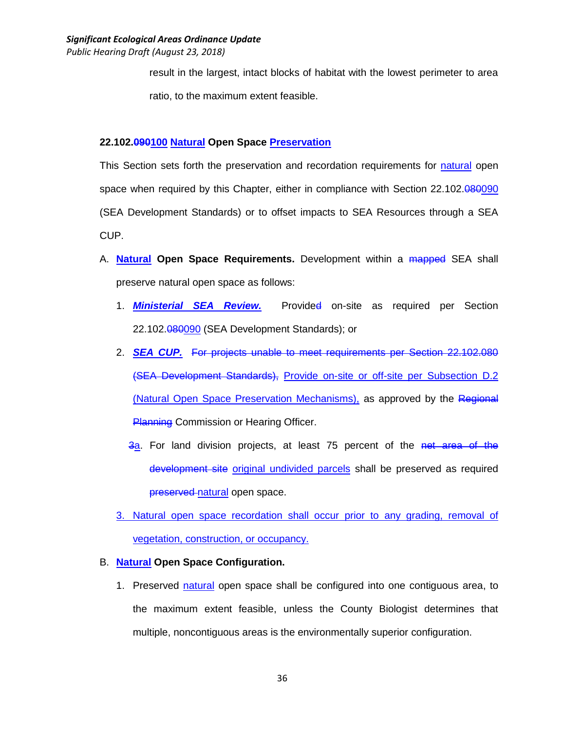result in the largest, intact blocks of habitat with the lowest perimeter to area ratio, to the maximum extent feasible.

**22.102.~~090~~100 Natural Open Space Preservation**

This Section sets forth the preservation and recordation requirements for natural open space when required by this Chapter, either in compliance with Section 22.102.~~080~~090 (SEA Development Standards) or to offset impacts to SEA Resources through a SEA CUP.

A. **Natural Open Space Requirements.** Development within a ~~mapped~~ SEA shall preserve natural open space as follows:

1. ***Ministerial SEA Review.*** Provide~~d~~ on-site as required per Section 22.102.~~080~~090 (SEA Development Standards); or

2. ***SEA CUP.*** ~~For projects unable to meet requirements per Section 22.102.080 (SEA Development Standards),~~ Provide on-site or off-site per Subsection D.2 (Natural Open Space Preservation Mechanisms), as approved by the ~~Regional Planning~~ Commission or Hearing Officer.

   ~~3~~a. For land division projects, at least 75 percent of the ~~net area of the development site~~ original undivided parcels shall be preserved as required ~~preserved~~ natural open space.

3. Natural open space recordation shall occur prior to any grading, removal of vegetation, construction, or occupancy.

B. **Natural Open Space Configuration.**

1. Preserved natural open space shall be configured into one contiguous area, to the maximum extent feasible, unless the County Biologist determines that multiple, noncontiguous areas is the environmentally superior configuration.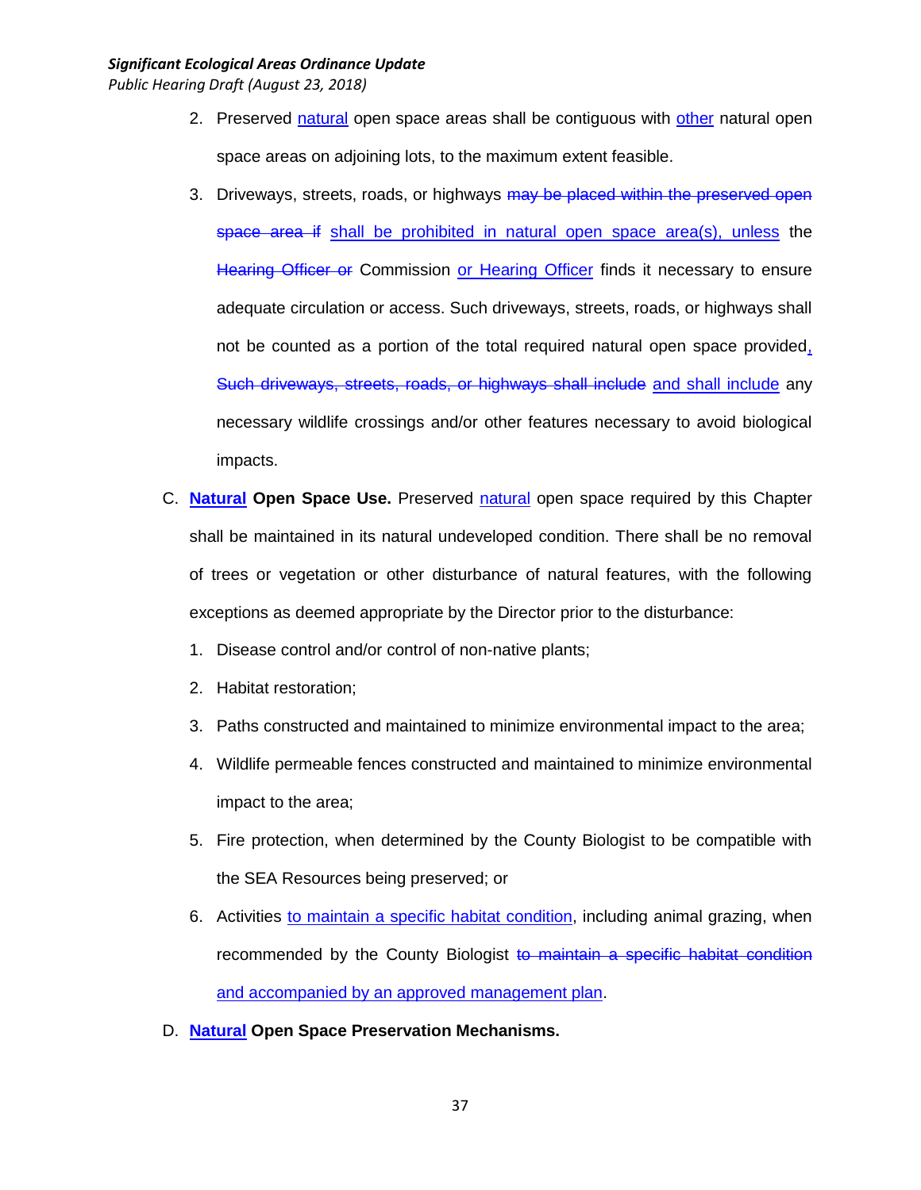2. Preserved natural open space areas shall be contiguous with other natural open space areas on adjoining lots, to the maximum extent feasible.

3. Driveways, streets, roads, or highways ~~may be placed within the preserved open space area if~~ shall be prohibited in natural open space area(s), unless the ~~Hearing Officer or~~ Commission or Hearing Officer finds it necessary to ensure adequate circulation or access. Such driveways, streets, roads, or highways shall not be counted as a portion of the total required natural open space provided, ~~Such driveways, streets, roads, or highways shall include~~ and shall include any necessary wildlife crossings and/or other features necessary to avoid biological impacts.

C. **Natural Open Space Use.** Preserved natural open space required by this Chapter shall be maintained in its natural undeveloped condition. There shall be no removal of trees or vegetation or other disturbance of natural features, with the following exceptions as deemed appropriate by the Director prior to the disturbance:

1. Disease control and/or control of non-native plants;

2. Habitat restoration;

3. Paths constructed and maintained to minimize environmental impact to the area;

4. Wildlife permeable fences constructed and maintained to minimize environmental impact to the area;

5. Fire protection, when determined by the County Biologist to be compatible with the SEA Resources being preserved; or

6. Activities to maintain a specific habitat condition, including animal grazing, when recommended by the County Biologist ~~to maintain a specific habitat condition~~ and accompanied by an approved management plan.

D. **Natural Open Space Preservation Mechanisms.**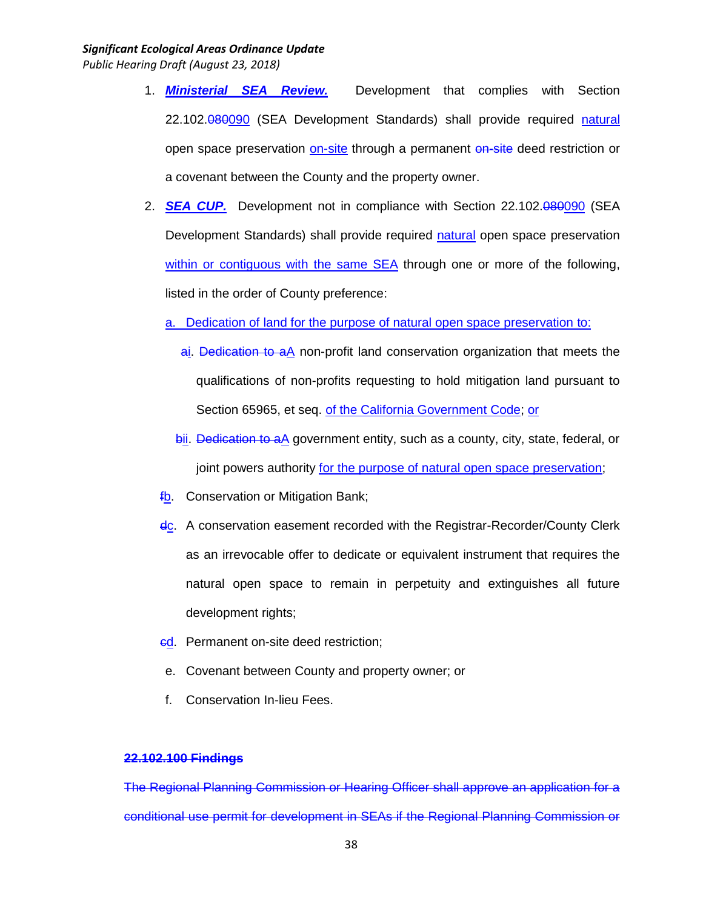1. ***Ministerial SEA Review.*** Development that complies with Section 22.102.~~080~~090 (SEA Development Standards) shall provide required natural open space preservation on-site through a permanent ~~on-site~~ deed restriction or a covenant between the County and the property owner.

2. ***SEA CUP.*** Development not in compliance with Section 22.102.~~080~~090 (SEA Development Standards) shall provide required natural open space preservation within or contiguous with the same SEA through one or more of the following, listed in the order of County preference:

   a. Dedication of land for the purpose of natural open space preservation to:

      ~~a~~i. ~~Dedication to a~~A non-profit land conservation organization that meets the qualifications of non-profits requesting to hold mitigation land pursuant to Section 65965, et seq. of the California Government Code; or

      ~~b~~ii. ~~Dedication to a~~A government entity, such as a county, city, state, federal, or joint powers authority for the purpose of natural open space preservation;

   ~~f~~b. Conservation or Mitigation Bank;

   ~~d~~c. A conservation easement recorded with the Registrar-Recorder/County Clerk as an irrevocable offer to dedicate or equivalent instrument that requires the natural open space to remain in perpetuity and extinguishes all future development rights;

   ~~c~~d. Permanent on-site deed restriction;

   e. Covenant between County and property owner; or

   f. Conservation In-lieu Fees.

~~**22.102.100 Findings**~~

~~The Regional Planning Commission or Hearing Officer shall approve an application for a conditional use permit for development in SEAs if the Regional Planning Commission or~~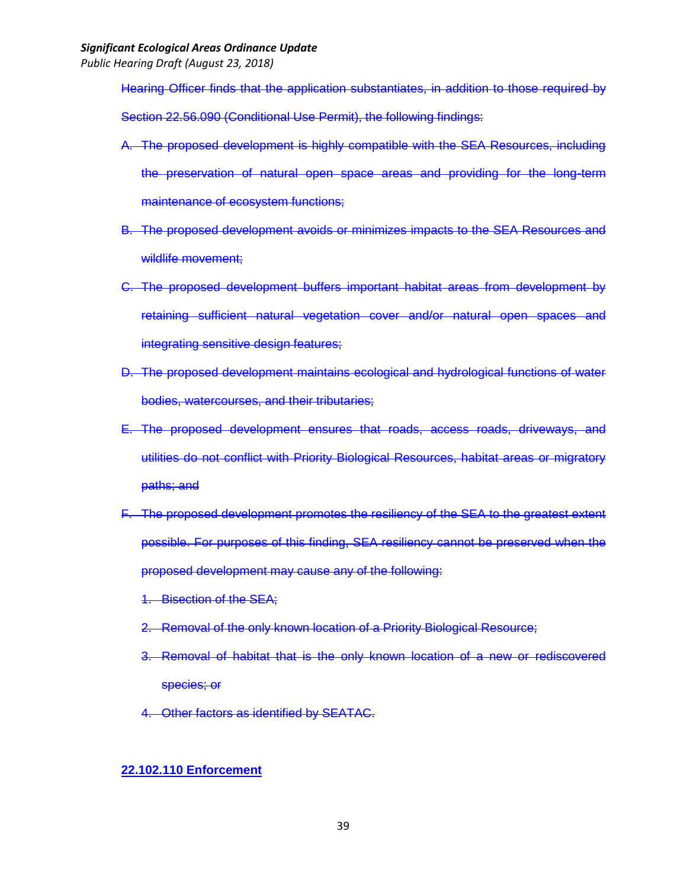~~Hearing Officer finds that the application substantiates, in addition to those required by Section 22.56.090 (Conditional Use Permit), the following findings:~~

~~A. The proposed development is highly compatible with the SEA Resources, including the preservation of natural open space areas and providing for the long-term maintenance of ecosystem functions;~~

~~B. The proposed development avoids or minimizes impacts to the SEA Resources and wildlife movement;~~

~~C. The proposed development buffers important habitat areas from development by retaining sufficient natural vegetation cover and/or natural open spaces and integrating sensitive design features;~~

~~D. The proposed development maintains ecological and hydrological functions of water bodies, watercourses, and their tributaries;~~

~~E. The proposed development ensures that roads, access roads, driveways, and utilities do not conflict with Priority Biological Resources, habitat areas or migratory paths; and~~

~~F. The proposed development promotes the resiliency of the SEA to the greatest extent possible. For purposes of this finding, SEA resiliency cannot be preserved when the proposed development may cause any of the following:~~

~~1. Bisection of the SEA;~~

~~2. Removal of the only known location of a Priority Biological Resource;~~

~~3. Removal of habitat that is the only known location of a new or rediscovered species; or~~

~~4. Other factors as identified by SEATAC.~~

<u>**22.102.110 Enforcement**</u>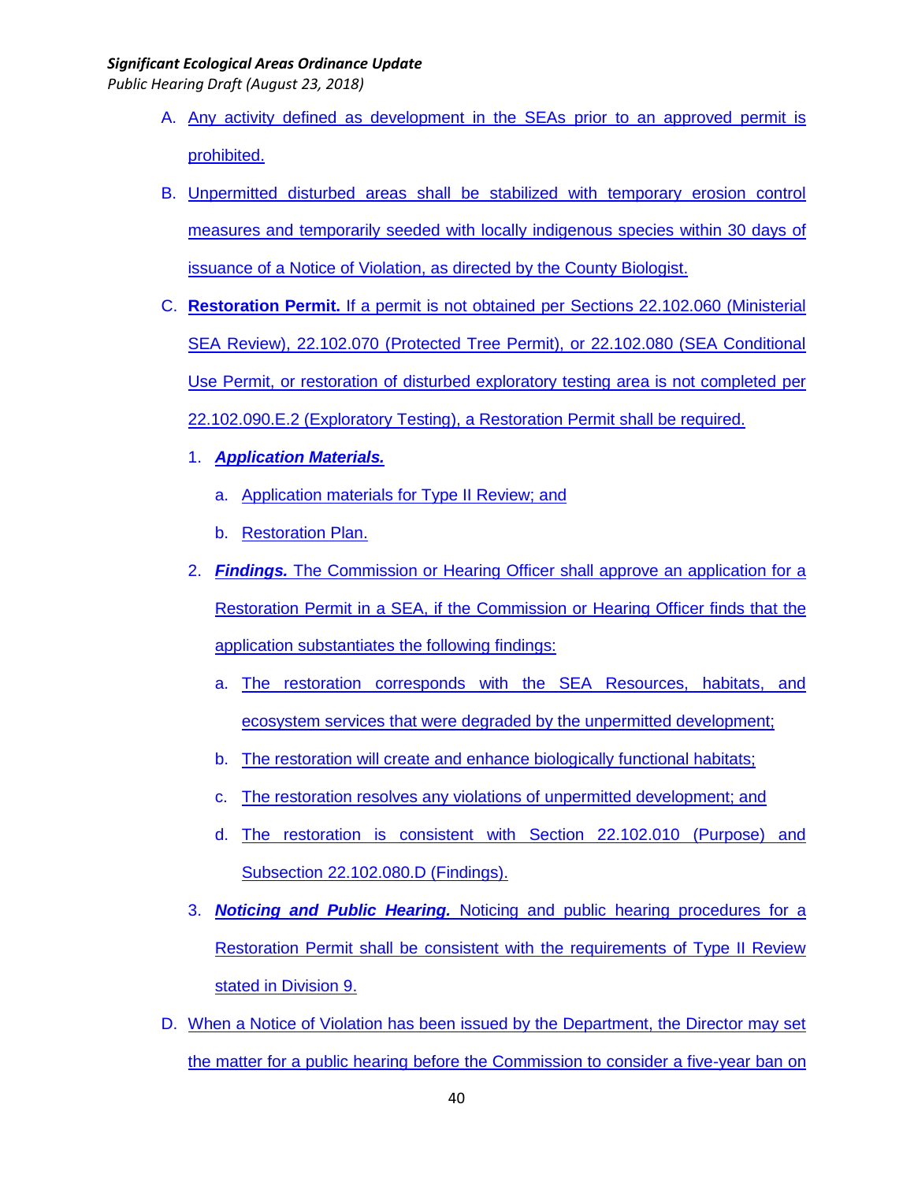A. Any activity defined as development in the SEAs prior to an approved permit is prohibited.

B. Unpermitted disturbed areas shall be stabilized with temporary erosion control measures and temporarily seeded with locally indigenous species within 30 days of issuance of a Notice of Violation, as directed by the County Biologist.

C. **Restoration Permit.** If a permit is not obtained per Sections 22.102.060 (Ministerial SEA Review), 22.102.070 (Protected Tree Permit), or 22.102.080 (SEA Conditional Use Permit, or restoration of disturbed exploratory testing area is not completed per 22.102.090.E.2 (Exploratory Testing), a Restoration Permit shall be required.

   1. ***Application Materials.***

      a. Application materials for Type II Review; and

      b. Restoration Plan.

   2. ***Findings.*** The Commission or Hearing Officer shall approve an application for a Restoration Permit in a SEA, if the Commission or Hearing Officer finds that the application substantiates the following findings:

      a. The restoration corresponds with the SEA Resources, habitats, and ecosystem services that were degraded by the unpermitted development;

      b. The restoration will create and enhance biologically functional habitats;

      c. The restoration resolves any violations of unpermitted development; and

      d. The restoration is consistent with Section 22.102.010 (Purpose) and Subsection 22.102.080.D (Findings).

   3. ***Noticing and Public Hearing.*** Noticing and public hearing procedures for a Restoration Permit shall be consistent with the requirements of Type II Review stated in Division 9.

D. When a Notice of Violation has been issued by the Department, the Director may set the matter for a public hearing before the Commission to consider a five-year ban on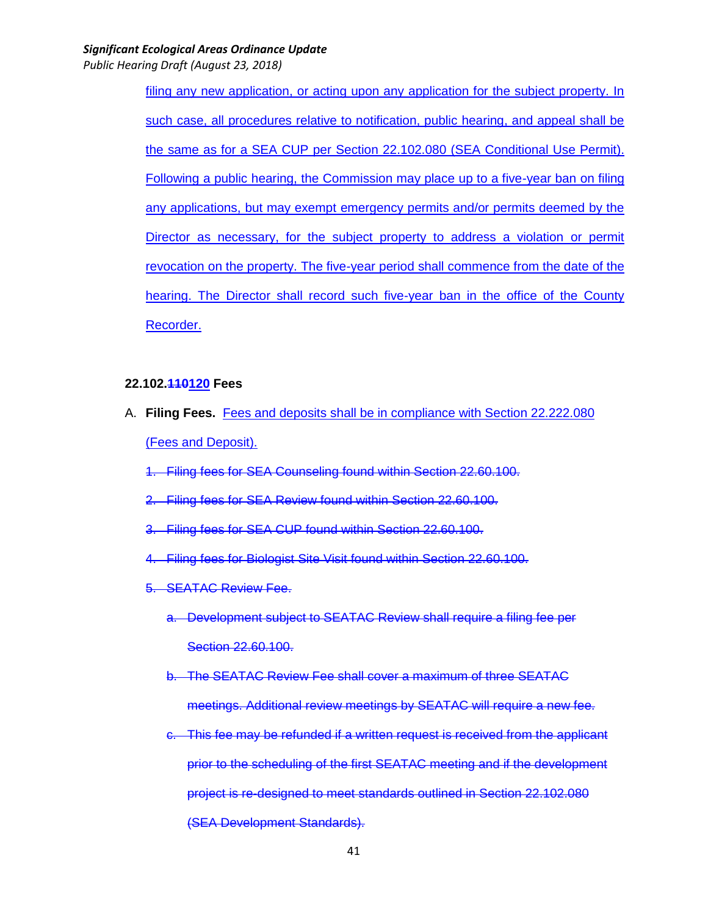filing any new application, or acting upon any application for the subject property. In such case, all procedures relative to notification, public hearing, and appeal shall be the same as for a SEA CUP per Section 22.102.080 (SEA Conditional Use Permit). Following a public hearing, the Commission may place up to a five-year ban on filing any applications, but may exempt emergency permits and/or permits deemed by the Director as necessary, for the subject property to address a violation or permit revocation on the property. The five-year period shall commence from the date of the hearing. The Director shall record such five-year ban in the office of the County Recorder.

### 22.102.~~110~~120 Fees

A. **Filing Fees.** Fees and deposits shall be in compliance with Section 22.222.080 (Fees and Deposit).

~~1. Filing fees for SEA Counseling found within Section 22.60.100.~~

~~2. Filing fees for SEA Review found within Section 22.60.100.~~

~~3. Filing fees for SEA CUP found within Section 22.60.100.~~

~~4. Filing fees for Biologist Site Visit found within Section 22.60.100.~~

~~5. SEATAC Review Fee.~~

~~a. Development subject to SEATAC Review shall require a filing fee per Section 22.60.100.~~

~~b. The SEATAC Review Fee shall cover a maximum of three SEATAC meetings. Additional review meetings by SEATAC will require a new fee.~~

~~c. This fee may be refunded if a written request is received from the applicant prior to the scheduling of the first SEATAC meeting and if the development project is re-designed to meet standards outlined in Section 22.102.080 (SEA Development Standards).~~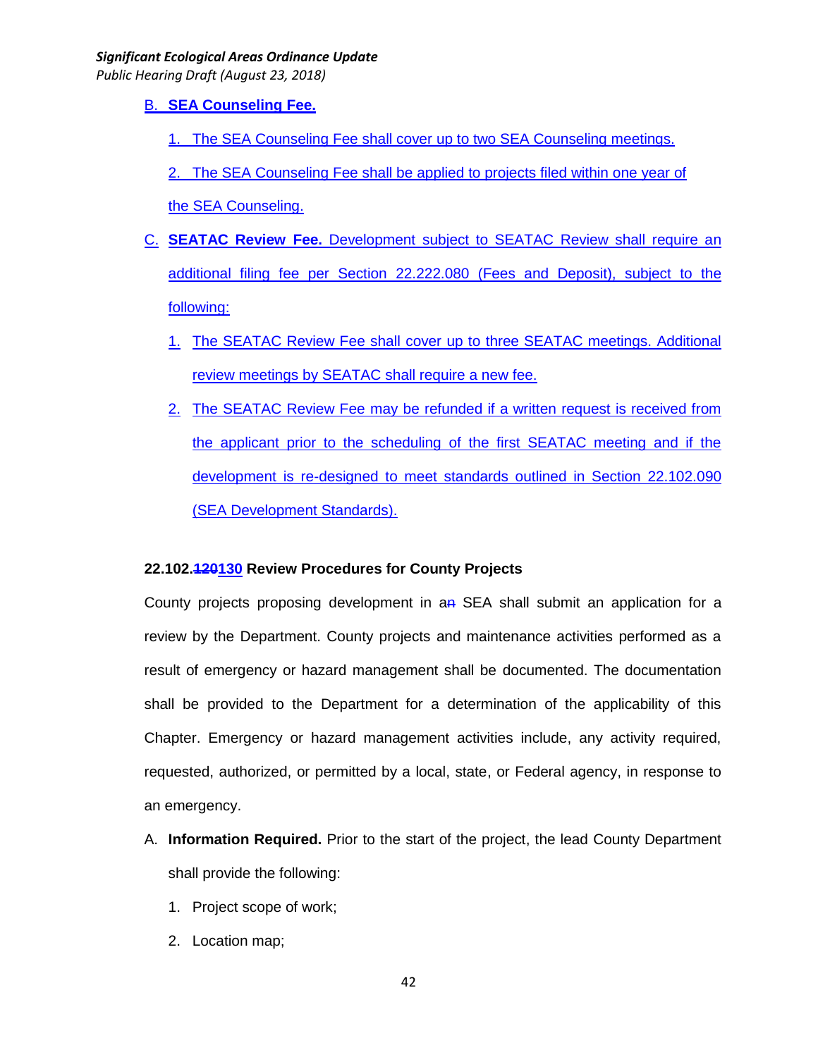B. **SEA Counseling Fee.**

1. The SEA Counseling Fee shall cover up to two SEA Counseling meetings.

2. The SEA Counseling Fee shall be applied to projects filed within one year of the SEA Counseling.

C. **SEATAC Review Fee.** Development subject to SEATAC Review shall require an additional filing fee per Section 22.222.080 (Fees and Deposit), subject to the following:

1. The SEATAC Review Fee shall cover up to three SEATAC meetings. Additional review meetings by SEATAC shall require a new fee.

2. The SEATAC Review Fee may be refunded if a written request is received from the applicant prior to the scheduling of the first SEATAC meeting and if the development is re-designed to meet standards outlined in Section 22.102.090 (SEA Development Standards).

**22.102.~~120~~130 Review Procedures for County Projects**

County projects proposing development in a~~n~~ SEA shall submit an application for a review by the Department. County projects and maintenance activities performed as a result of emergency or hazard management shall be documented. The documentation shall be provided to the Department for a determination of the applicability of this Chapter. Emergency or hazard management activities include, any activity required, requested, authorized, or permitted by a local, state, or Federal agency, in response to an emergency.

A. **Information Required.** Prior to the start of the project, the lead County Department shall provide the following:

1. Project scope of work;

2. Location map;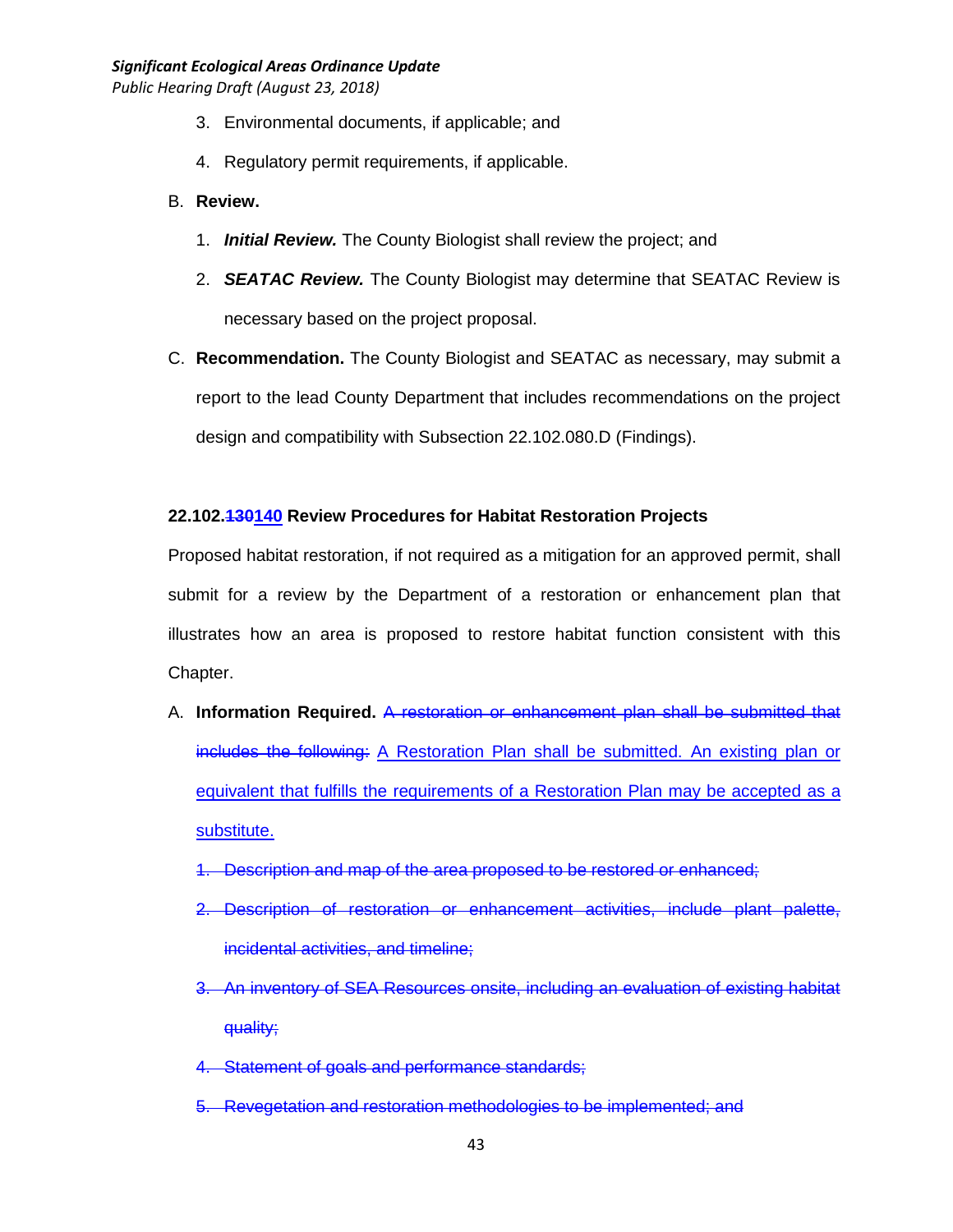3. Environmental documents, if applicable; and

4. Regulatory permit requirements, if applicable.

B. **Review.**

1. ***Initial Review.*** The County Biologist shall review the project; and

2. ***SEATAC Review.*** The County Biologist may determine that SEATAC Review is necessary based on the project proposal.

C. **Recommendation.** The County Biologist and SEATAC as necessary, may submit a report to the lead County Department that includes recommendations on the project design and compatibility with Subsection 22.102.080.D (Findings).

**22.102.~~130~~<u>140</u> Review Procedures for Habitat Restoration Projects**

Proposed habitat restoration, if not required as a mitigation for an approved permit, shall submit for a review by the Department of a restoration or enhancement plan that illustrates how an area is proposed to restore habitat function consistent with this Chapter.

A. **Information Required.** ~~A restoration or enhancement plan shall be submitted that includes the following:~~ <u>A Restoration Plan shall be submitted. An existing plan or equivalent that fulfills the requirements of a Restoration Plan may be accepted as a substitute.</u>

~~1. Description and map of the area proposed to be restored or enhanced;~~

~~2. Description of restoration or enhancement activities, include plant palette, incidental activities, and timeline;~~

~~3. An inventory of SEA Resources onsite, including an evaluation of existing habitat quality;~~

~~4. Statement of goals and performance standards;~~

~~5. Revegetation and restoration methodologies to be implemented; and~~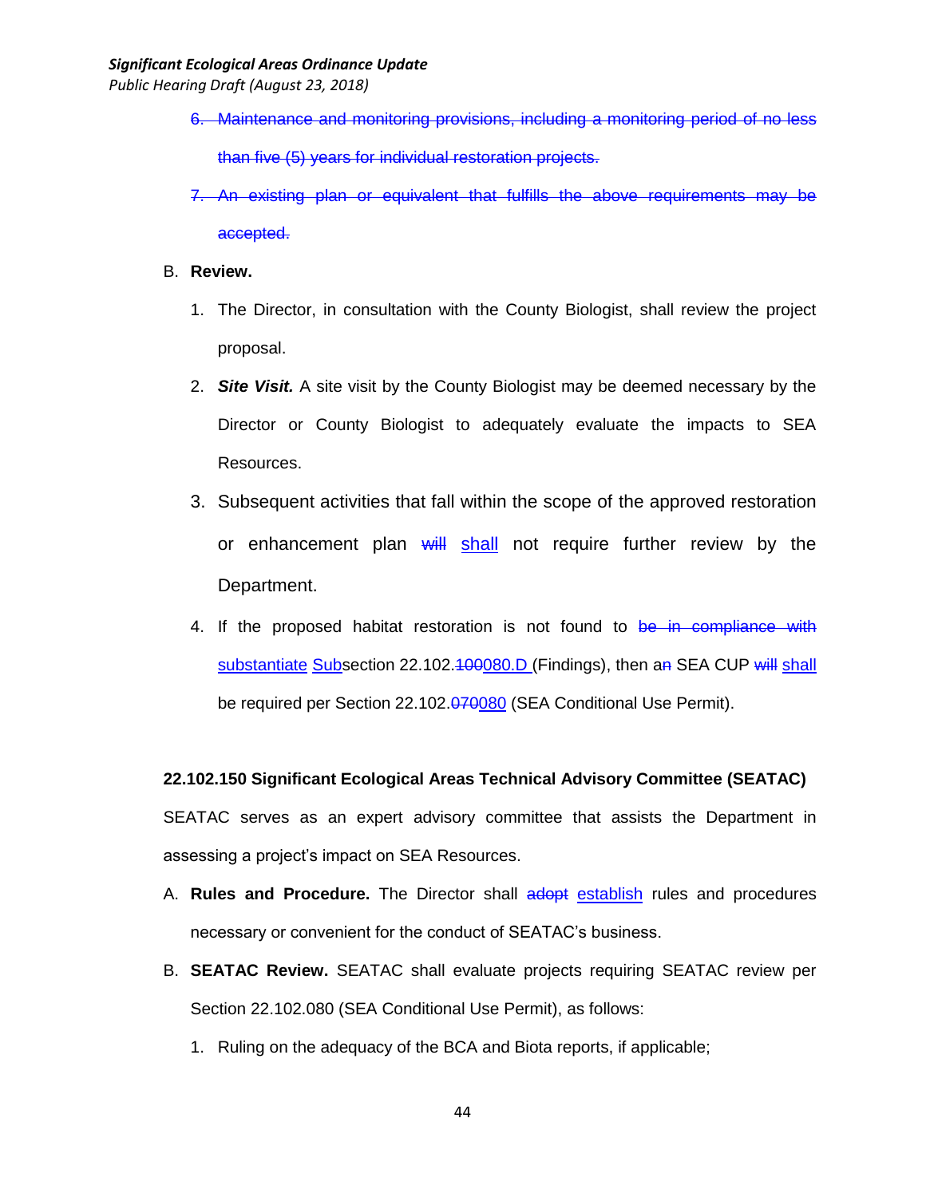6. ~~Maintenance and monitoring provisions, including a monitoring period of no less than five (5) years for individual restoration projects.~~

7. ~~An existing plan or equivalent that fulfills the above requirements may be accepted.~~

B. **Review.**

   1. The Director, in consultation with the County Biologist, shall review the project proposal.

   2. ***Site Visit.*** A site visit by the County Biologist may be deemed necessary by the Director or County Biologist to adequately evaluate the impacts to SEA Resources.

   3. Subsequent activities that fall within the scope of the approved restoration or enhancement plan ~~will~~ <u>shall</u> not require further review by the Department.

   4. If the proposed habitat restoration is not found to ~~be in compliance with~~ <u>substantiate</u> <u>Sub</u>section 22.102.~~100~~<u>080.D</u> (Findings), then a~~n~~ SEA CUP ~~will~~ <u>shall</u> be required per Section 22.102.~~070~~<u>080</u> (SEA Conditional Use Permit).

**22.102.150 Significant Ecological Areas Technical Advisory Committee (SEATAC)**

SEATAC serves as an expert advisory committee that assists the Department in assessing a project's impact on SEA Resources.

A. **Rules and Procedure.** The Director shall ~~adopt~~ <u>establish</u> rules and procedures necessary or convenient for the conduct of SEATAC's business.

B. **SEATAC Review.** SEATAC shall evaluate projects requiring SEATAC review per Section 22.102.080 (SEA Conditional Use Permit), as follows:

   1. Ruling on the adequacy of the BCA and Biota reports, if applicable;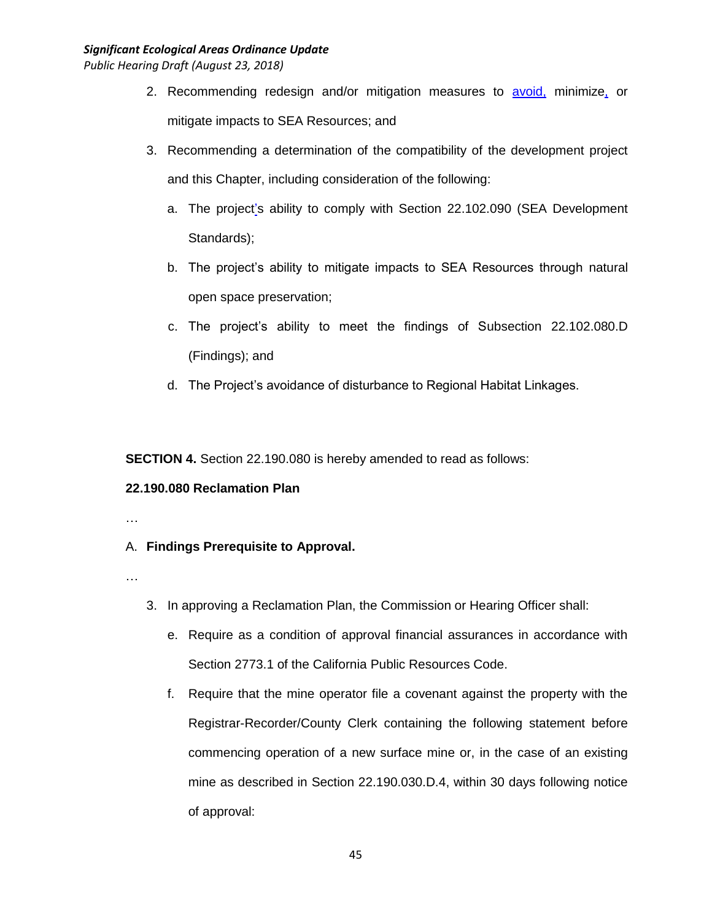2. Recommending redesign and/or mitigation measures to avoid, minimize, or mitigate impacts to SEA Resources; and

3. Recommending a determination of the compatibility of the development project and this Chapter, including consideration of the following:

   a. The project's ability to comply with Section 22.102.090 (SEA Development Standards);

   b. The project's ability to mitigate impacts to SEA Resources through natural open space preservation;

   c. The project's ability to meet the findings of Subsection 22.102.080.D (Findings); and

   d. The Project's avoidance of disturbance to Regional Habitat Linkages.

**SECTION 4.** Section 22.190.080 is hereby amended to read as follows:

**22.190.080 Reclamation Plan**

…

A. **Findings Prerequisite to Approval.**

…

3. In approving a Reclamation Plan, the Commission or Hearing Officer shall:

   e. Require as a condition of approval financial assurances in accordance with Section 2773.1 of the California Public Resources Code.

   f. Require that the mine operator file a covenant against the property with the Registrar-Recorder/County Clerk containing the following statement before commencing operation of a new surface mine or, in the case of an existing mine as described in Section 22.190.030.D.4, within 30 days following notice of approval: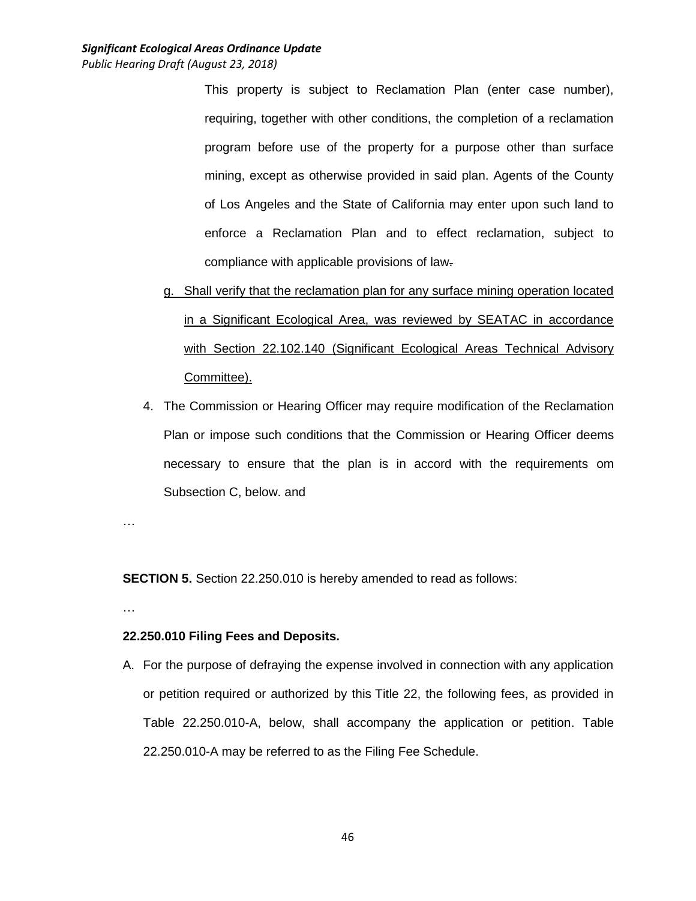This property is subject to Reclamation Plan (enter case number), requiring, together with other conditions, the completion of a reclamation program before use of the property for a purpose other than surface mining, except as otherwise provided in said plan. Agents of the County of Los Angeles and the State of California may enter upon such land to enforce a Reclamation Plan and to effect reclamation, subject to compliance with applicable provisions of law.

g. Shall verify that the reclamation plan for any surface mining operation located in a Significant Ecological Area, was reviewed by SEATAC in accordance with Section 22.102.140 (Significant Ecological Areas Technical Advisory Committee).

4. The Commission or Hearing Officer may require modification of the Reclamation Plan or impose such conditions that the Commission or Hearing Officer deems necessary to ensure that the plan is in accord with the requirements om Subsection C, below. and

…

**SECTION 5.** Section 22.250.010 is hereby amended to read as follows:

…

**22.250.010 Filing Fees and Deposits.**

A. For the purpose of defraying the expense involved in connection with any application or petition required or authorized by this Title 22, the following fees, as provided in Table 22.250.010-A, below, shall accompany the application or petition. Table 22.250.010-A may be referred to as the Filing Fee Schedule.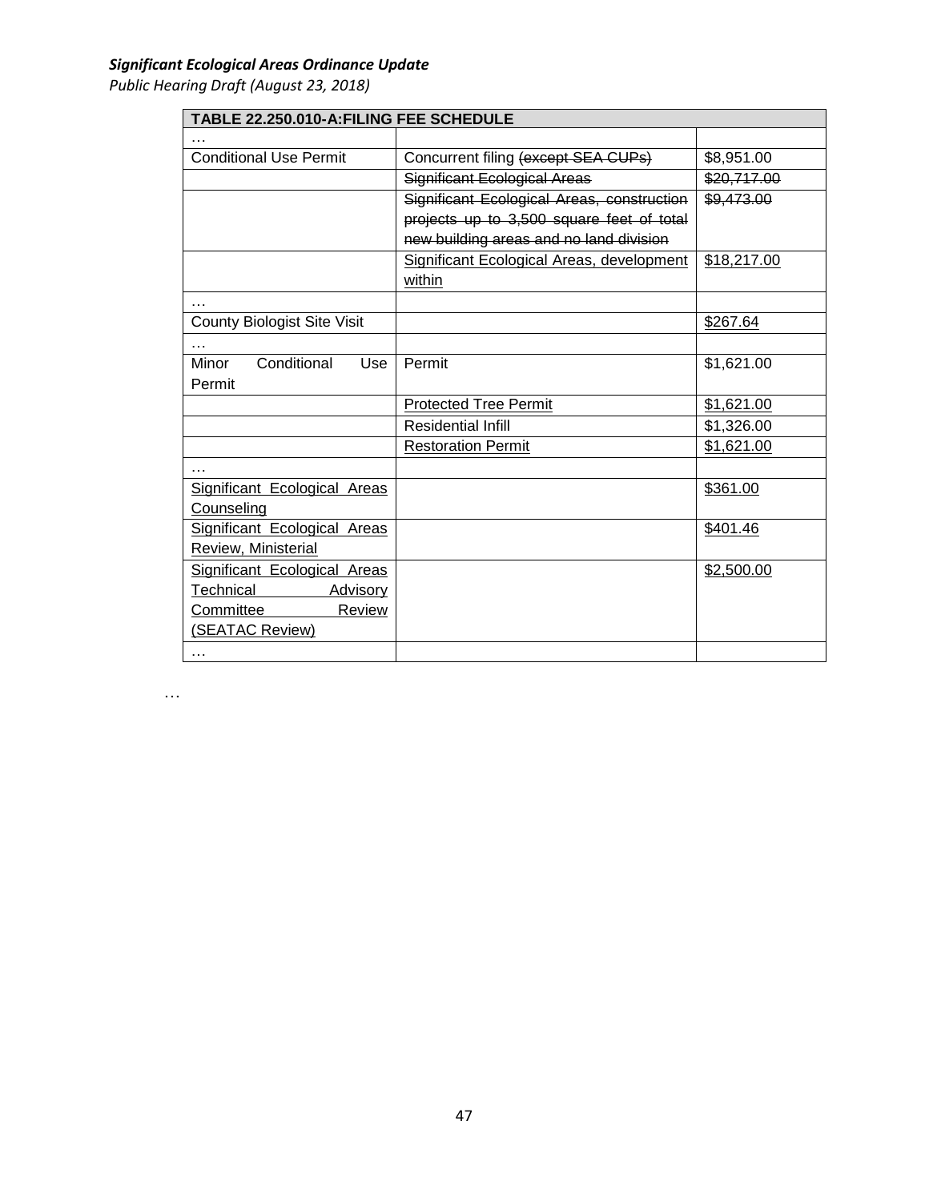| TABLE 22.250.010-A:FILING FEE SCHEDULE | | |
|---|---|---|
| … | | |
| Conditional Use Permit | Concurrent filing ~~(except SEA CUPs)~~ | $8,951.00 |
| | ~~Significant Ecological Areas~~ | ~~$20,717.00~~ |
| | ~~Significant Ecological Areas, construction projects up to 3,500 square feet of total new building areas and no land division~~ | ~~$9,473.00~~ |
| | <u>Significant Ecological Areas, development within</u> | <u>$18,217.00</u> |
| … | | |
| County Biologist Site Visit | | <u>$267.64</u> |
| … | | |
| Minor Conditional Use Permit | Permit | $1,621.00 |
| | <u>Protected Tree Permit</u> | <u>$1,621.00</u> |
| | Residential Infill | $1,326.00 |
| | <u>Restoration Permit</u> | <u>$1,621.00</u> |
| … | | |
| <u>Significant Ecological Areas Counseling</u> | | <u>$361.00</u> |
| <u>Significant Ecological Areas Review, Ministerial</u> | | <u>$401.46</u> |
| <u>Significant Ecological Areas Technical Advisory Committee Review (SEATAC Review)</u> | | <u>$2,500.00</u> |
| … | | |

…